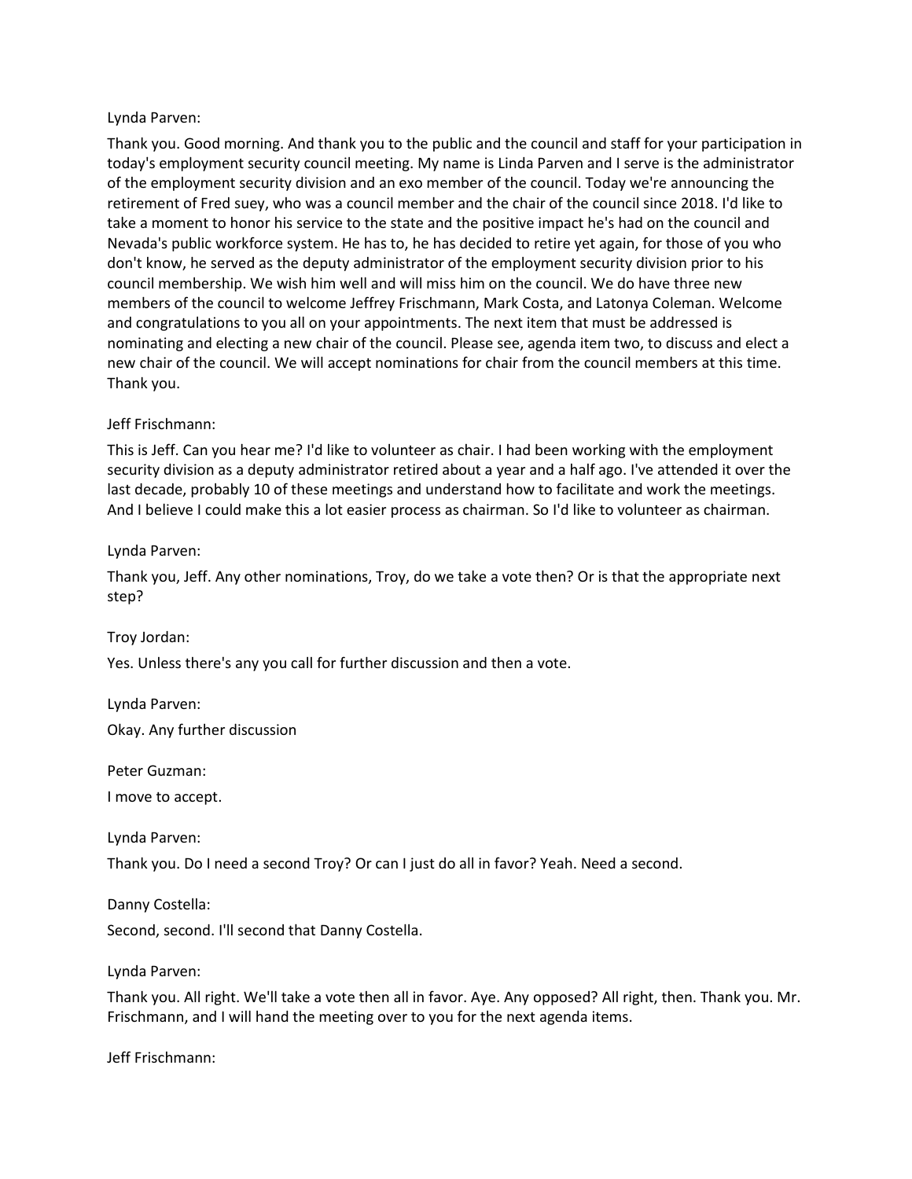Lynda Parven:

Thank you. Good morning. And thank you to the public and the council and staff for your participation in today's employment security council meeting. My name is Linda Parven and I serve is the administrator of the employment security division and an exo member of the council. Today we're announcing the retirement of Fred suey, who was a council member and the chair of the council since 2018. I'd like to take a moment to honor his service to the state and the positive impact he's had on the council and Nevada's public workforce system. He has to, he has decided to retire yet again, for those of you who don't know, he served as the deputy administrator of the employment security division prior to his council membership. We wish him well and will miss him on the council. We do have three new members of the council to welcome Jeffrey Frischmann, Mark Costa, and Latonya Coleman. Welcome and congratulations to you all on your appointments. The next item that must be addressed is nominating and electing a new chair of the council. Please see, agenda item two, to discuss and elect a new chair of the council. We will accept nominations for chair from the council members at this time. Thank you.

Jeff Frischmann:

This is Jeff. Can you hear me? I'd like to volunteer as chair. I had been working with the employment security division as a deputy administrator retired about a year and a half ago. I've attended it over the last decade, probably 10 of these meetings and understand how to facilitate and work the meetings. And I believe I could make this a lot easier process as chairman. So I'd like to volunteer as chairman.

Lynda Parven:

Thank you, Jeff. Any other nominations, Troy, do we take a vote then? Or is that the appropriate next step?

Troy Jordan:

Yes. Unless there's any you call for further discussion and then a vote.

Lynda Parven:

Okay. Any further discussion

Peter Guzman:

I move to accept.

Lynda Parven:

Thank you. Do I need a second Troy? Or can I just do all in favor? Yeah. Need a second.

Danny Costella:

Second, second. I'll second that Danny Costella.

Lynda Parven:

Thank you. All right. We'll take a vote then all in favor. Aye. Any opposed? All right, then. Thank you. Mr. Frischmann, and I will hand the meeting over to you for the next agenda items.

Jeff Frischmann: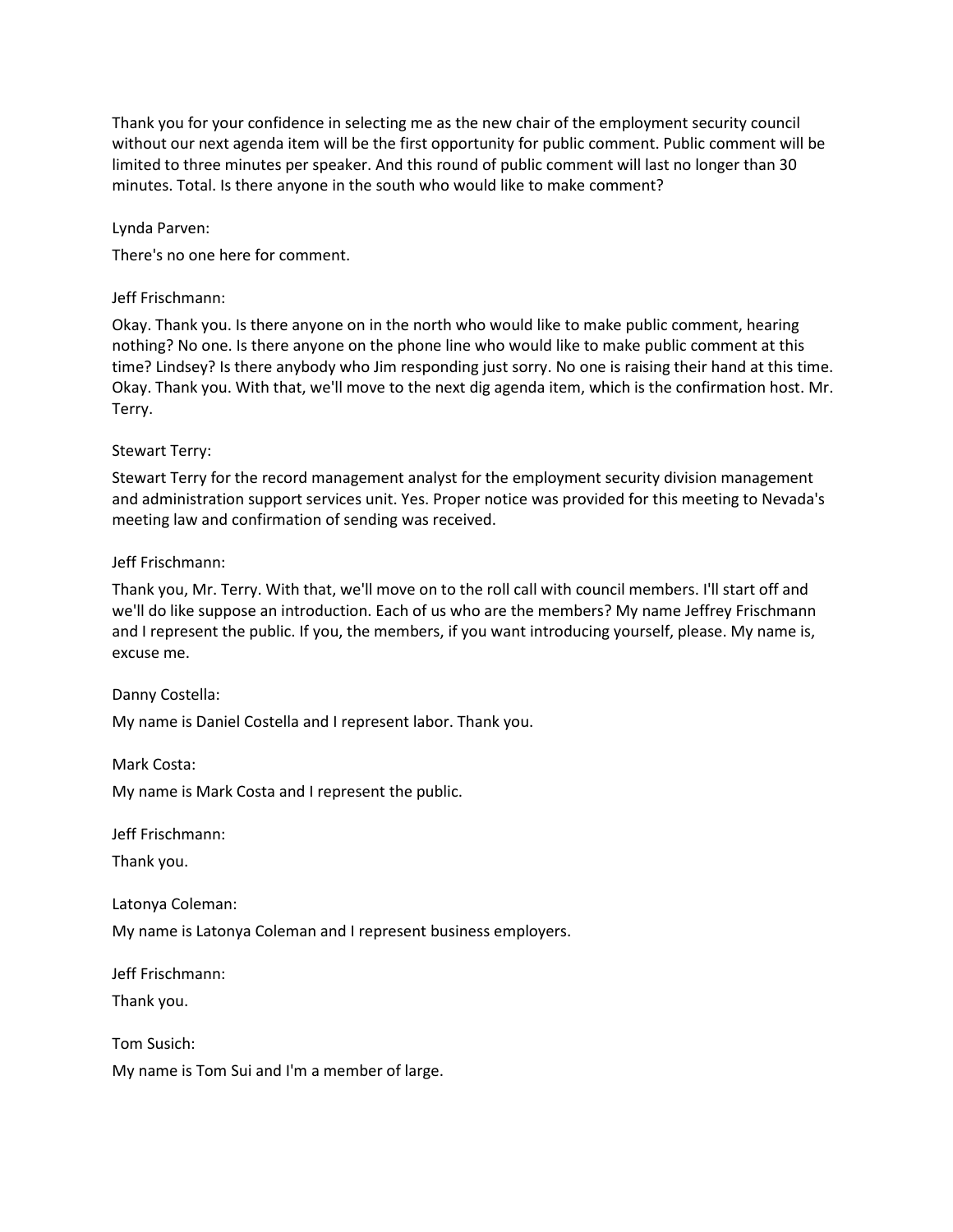Thank you for your confidence in selecting me as the new chair of the employment security council without our next agenda item will be the first opportunity for public comment. Public comment will be limited to three minutes per speaker. And this round of public comment will last no longer than 30 minutes. Total. Is there anyone in the south who would like to make comment?

Lynda Parven:

There's no one here for comment.

Jeff Frischmann:

Okay. Thank you. Is there anyone on in the north who would like to make public comment, hearing nothing? No one. Is there anyone on the phone line who would like to make public comment at this time? Lindsey? Is there anybody who Jim responding just sorry. No one is raising their hand at this time. Okay. Thank you. With that, we'll move to the next dig agenda item, which is the confirmation host. Mr. Terry.

Stewart Terry:

Stewart Terry for the record management analyst for the employment security division management and administration support services unit. Yes. Proper notice was provided for this meeting to Nevada's meeting law and confirmation of sending was received.

Jeff Frischmann:

Thank you, Mr. Terry. With that, we'll move on to the roll call with council members. I'll start off and we'll do like suppose an introduction. Each of us who are the members? My name Jeffrey Frischmann and I represent the public. If you, the members, if you want introducing yourself, please. My name is, excuse me.

Danny Costella:

My name is Daniel Costella and I represent labor. Thank you.

Mark Costa:

My name is Mark Costa and I represent the public.

Jeff Frischmann:

Thank you.

Latonya Coleman:

My name is Latonya Coleman and I represent business employers.

Jeff Frischmann:

Thank you.

Tom Susich:

My name is Tom Sui and I'm a member of large.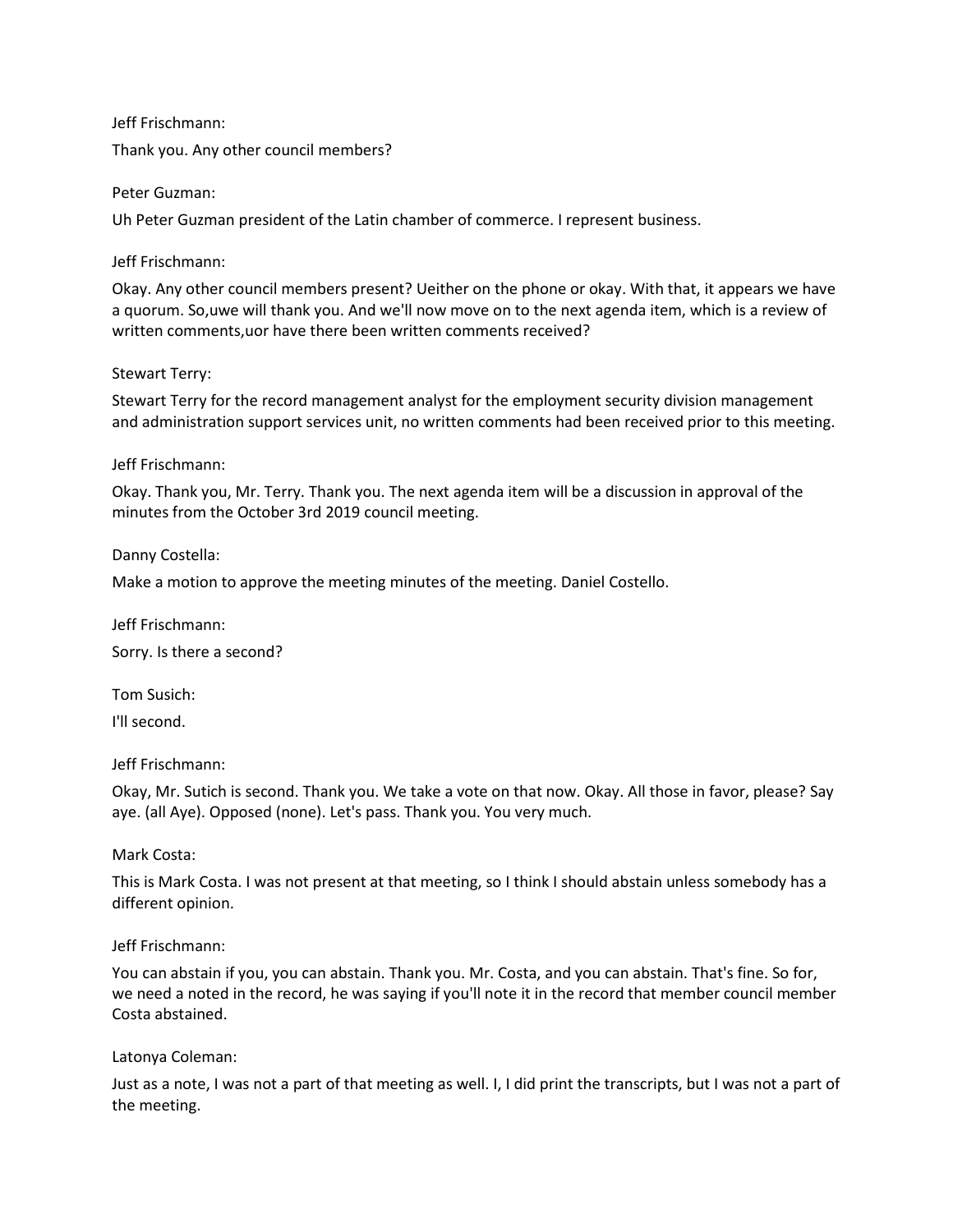Jeff Frischmann:

Thank you. Any other council members?

Peter Guzman:

Uh Peter Guzman president of the Latin chamber of commerce. I represent business.

Jeff Frischmann:

Okay. Any other council members present? Ueither on the phone or okay. With that, it appears we have a quorum. So,uwe will thank you. And we'll now move on to the next agenda item, which is a review of written comments,uor have there been written comments received?

Stewart Terry:

Stewart Terry for the record management analyst for the employment security division management and administration support services unit, no written comments had been received prior to this meeting.

Jeff Frischmann:

Okay. Thank you, Mr. Terry. Thank you. The next agenda item will be a discussion in approval of the minutes from the October 3rd 2019 council meeting.

Danny Costella:

Make a motion to approve the meeting minutes of the meeting. Daniel Costello.

Jeff Frischmann:

Sorry. Is there a second?

Tom Susich:

I'll second.

Jeff Frischmann:

Okay, Mr. Sutich is second. Thank you. We take a vote on that now. Okay. All those in favor, please? Say aye. (all Aye). Opposed (none). Let's pass. Thank you. You very much.

Mark Costa:

This is Mark Costa. I was not present at that meeting, so I think I should abstain unless somebody has a different opinion.

Jeff Frischmann:

You can abstain if you, you can abstain. Thank you. Mr. Costa, and you can abstain. That's fine. So for, we need a noted in the record, he was saying if you'll note it in the record that member council member Costa abstained.

Latonya Coleman:

Just as a note, I was not a part of that meeting as well. I, I did print the transcripts, but I was not a part of the meeting.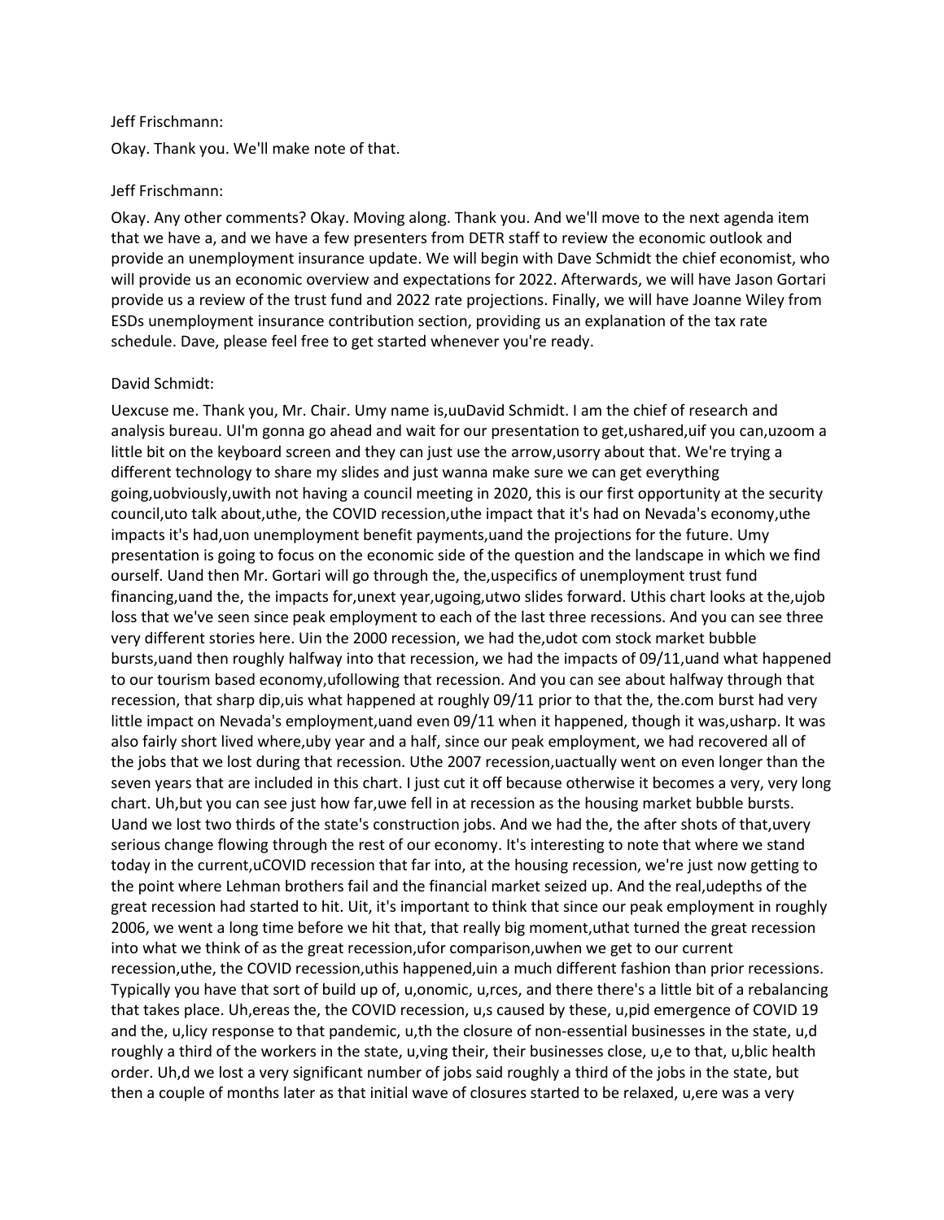Jeff Frischmann:

Okay. Thank you. We'll make note of that.

Jeff Frischmann:

Okay. Any other comments? Okay. Moving along. Thank you. And we'll move to the next agenda item that we have a, and we have a few presenters from DETR staff to review the economic outlook and provide an unemployment insurance update. We will begin with Dave Schmidt the chief economist, who will provide us an economic overview and expectations for 2022. Afterwards, we will have Jason Gortari provide us a review of the trust fund and 2022 rate projections. Finally, we will have Joanne Wiley from ESDs unemployment insurance contribution section, providing us an explanation of the tax rate schedule. Dave, please feel free to get started whenever you're ready.

David Schmidt:

Uexcuse me. Thank you, Mr. Chair. Umy name is,uuDavid Schmidt. I am the chief of research and analysis bureau. UI'm gonna go ahead and wait for our presentation to get,ushared,uif you can,uzoom a little bit on the keyboard screen and they can just use the arrow,usorry about that. We're trying a different technology to share my slides and just wanna make sure we can get everything going,uobviously,uwith not having a council meeting in 2020, this is our first opportunity at the security council,uto talk about,uthe, the COVID recession,uthe impact that it's had on Nevada's economy,uthe impacts it's had,uon unemployment benefit payments,uand the projections for the future. Umy presentation is going to focus on the economic side of the question and the landscape in which we find ourself. Uand then Mr. Gortari will go through the, the,uspecifics of unemployment trust fund financing,uand the, the impacts for,unext year,ugoing,utwo slides forward. Uthis chart looks at the,ujob loss that we've seen since peak employment to each of the last three recessions. And you can see three very different stories here. Uin the 2000 recession, we had the,udot com stock market bubble bursts,uand then roughly halfway into that recession, we had the impacts of 09/11,uand what happened to our tourism based economy,ufollowing that recession. And you can see about halfway through that recession, that sharp dip,uis what happened at roughly 09/11 prior to that the, the.com burst had very little impact on Nevada's employment,uand even 09/11 when it happened, though it was,usharp. It was also fairly short lived where,uby year and a half, since our peak employment, we had recovered all of the jobs that we lost during that recession. Uthe 2007 recession,uactually went on even longer than the seven years that are included in this chart. I just cut it off because otherwise it becomes a very, very long chart. Uh,but you can see just how far,uwe fell in at recession as the housing market bubble bursts. Uand we lost two thirds of the state's construction jobs. And we had the, the after shots of that,uvery serious change flowing through the rest of our economy. It's interesting to note that where we stand today in the current,uCOVID recession that far into, at the housing recession, we're just now getting to the point where Lehman brothers fail and the financial market seized up. And the real,udepths of the great recession had started to hit. Uit, it's important to think that since our peak employment in roughly 2006, we went a long time before we hit that, that really big moment,uthat turned the great recession into what we think of as the great recession,ufor comparison,uwhen we get to our current recession,uthe, the COVID recession,uthis happened,uin a much different fashion than prior recessions. Typically you have that sort of build up of, u,onomic, u,rces, and there there's a little bit of a rebalancing that takes place. Uh,ereas the, the COVID recession, u,s caused by these, u,pid emergence of COVID 19 and the, u,licy response to that pandemic, u,th the closure of non-essential businesses in the state, u,d roughly a third of the workers in the state, u,ving their, their businesses close, u,e to that, u,blic health order. Uh,d we lost a very significant number of jobs said roughly a third of the jobs in the state, but then a couple of months later as that initial wave of closures started to be relaxed, u,ere was a very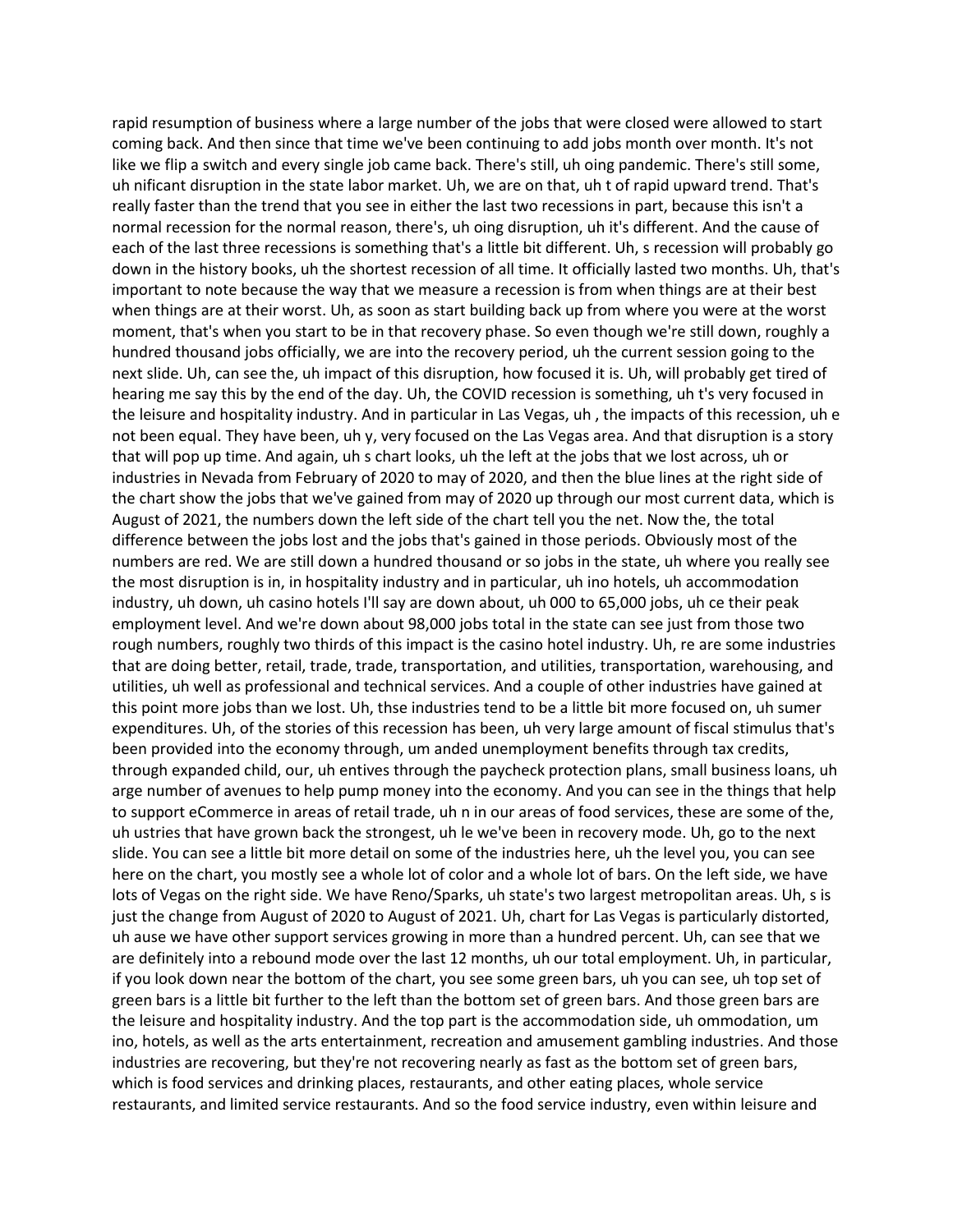rapid resumption of business where a large number of the jobs that were closed were allowed to start coming back. And then since that time we've been continuing to add jobs month over month. It's not like we flip a switch and every single job came back. There's still, uh oing pandemic. There's still some, uh nificant disruption in the state labor market. Uh, we are on that, uh t of rapid upward trend. That's really faster than the trend that you see in either the last two recessions in part, because this isn't a normal recession for the normal reason, there's, uh oing disruption, uh it's different. And the cause of each of the last three recessions is something that's a little bit different. Uh, s recession will probably go down in the history books, uh the shortest recession of all time. It officially lasted two months. Uh, that's important to note because the way that we measure a recession is from when things are at their best when things are at their worst. Uh, as soon as start building back up from where you were at the worst moment, that's when you start to be in that recovery phase. So even though we're still down, roughly a hundred thousand jobs officially, we are into the recovery period, uh the current session going to the next slide. Uh, can see the, uh impact of this disruption, how focused it is. Uh, will probably get tired of hearing me say this by the end of the day. Uh, the COVID recession is something, uh t's very focused in the leisure and hospitality industry. And in particular in Las Vegas, uh , the impacts of this recession, uh e not been equal. They have been, uh y, very focused on the Las Vegas area. And that disruption is a story that will pop up time. And again, uh s chart looks, uh the left at the jobs that we lost across, uh or industries in Nevada from February of 2020 to may of 2020, and then the blue lines at the right side of the chart show the jobs that we've gained from may of 2020 up through our most current data, which is August of 2021, the numbers down the left side of the chart tell you the net. Now the, the total difference between the jobs lost and the jobs that's gained in those periods. Obviously most of the numbers are red. We are still down a hundred thousand or so jobs in the state, uh where you really see the most disruption is in, in hospitality industry and in particular, uh ino hotels, uh accommodation industry, uh down, uh casino hotels I'll say are down about, uh 000 to 65,000 jobs, uh ce their peak employment level. And we're down about 98,000 jobs total in the state can see just from those two rough numbers, roughly two thirds of this impact is the casino hotel industry. Uh, re are some industries that are doing better, retail, trade, trade, transportation, and utilities, transportation, warehousing, and utilities, uh well as professional and technical services. And a couple of other industries have gained at this point more jobs than we lost. Uh, thse industries tend to be a little bit more focused on, uh sumer expenditures. Uh, of the stories of this recession has been, uh very large amount of fiscal stimulus that's been provided into the economy through, um anded unemployment benefits through tax credits, through expanded child, our, uh entives through the paycheck protection plans, small business loans, uh arge number of avenues to help pump money into the economy. And you can see in the things that help to support eCommerce in areas of retail trade, uh n in our areas of food services, these are some of the, uh ustries that have grown back the strongest, uh le we've been in recovery mode. Uh, go to the next slide. You can see a little bit more detail on some of the industries here, uh the level you, you can see here on the chart, you mostly see a whole lot of color and a whole lot of bars. On the left side, we have lots of Vegas on the right side. We have Reno/Sparks, uh state's two largest metropolitan areas. Uh, s is just the change from August of 2020 to August of 2021. Uh, chart for Las Vegas is particularly distorted, uh ause we have other support services growing in more than a hundred percent. Uh, can see that we are definitely into a rebound mode over the last 12 months, uh our total employment. Uh, in particular, if you look down near the bottom of the chart, you see some green bars, uh you can see, uh top set of green bars is a little bit further to the left than the bottom set of green bars. And those green bars are the leisure and hospitality industry. And the top part is the accommodation side, uh ommodation, um ino, hotels, as well as the arts entertainment, recreation and amusement gambling industries. And those industries are recovering, but they're not recovering nearly as fast as the bottom set of green bars, which is food services and drinking places, restaurants, and other eating places, whole service restaurants, and limited service restaurants. And so the food service industry, even within leisure and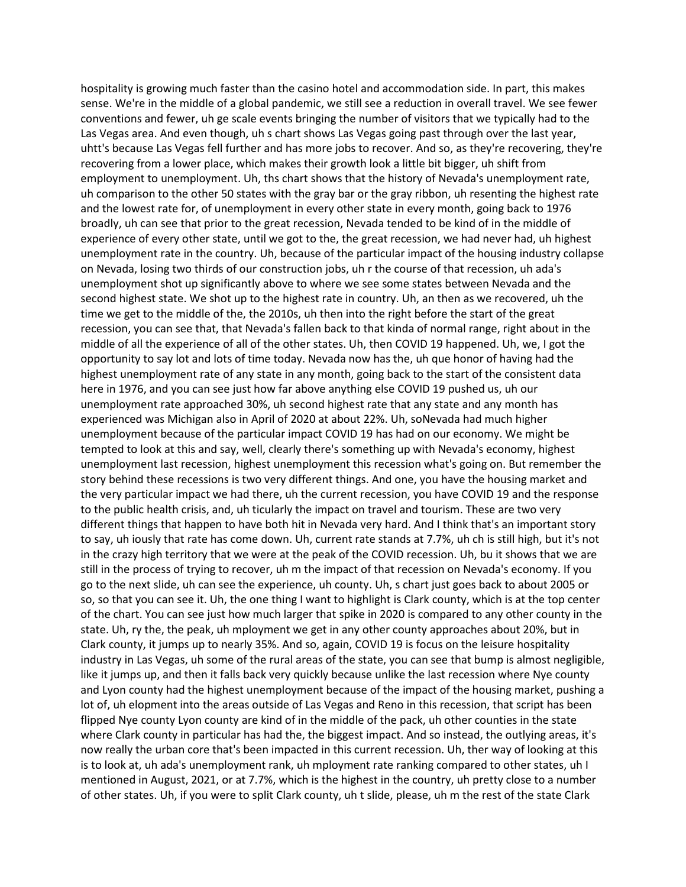hospitality is growing much faster than the casino hotel and accommodation side. In part, this makes sense. We're in the middle of a global pandemic, we still see a reduction in overall travel. We see fewer conventions and fewer, uh ge scale events bringing the number of visitors that we typically had to the Las Vegas area. And even though, uh s chart shows Las Vegas going past through over the last year, uhtt's because Las Vegas fell further and has more jobs to recover. And so, as they're recovering, they're recovering from a lower place, which makes their growth look a little bit bigger, uh shift from employment to unemployment. Uh, ths chart shows that the history of Nevada's unemployment rate, uh comparison to the other 50 states with the gray bar or the gray ribbon, uh resenting the highest rate and the lowest rate for, of unemployment in every other state in every month, going back to 1976 broadly, uh can see that prior to the great recession, Nevada tended to be kind of in the middle of experience of every other state, until we got to the, the great recession, we had never had, uh highest unemployment rate in the country. Uh, because of the particular impact of the housing industry collapse on Nevada, losing two thirds of our construction jobs, uh r the course of that recession, uh ada's unemployment shot up significantly above to where we see some states between Nevada and the second highest state. We shot up to the highest rate in country. Uh, an then as we recovered, uh the time we get to the middle of the, the 2010s, uh then into the right before the start of the great recession, you can see that, that Nevada's fallen back to that kinda of normal range, right about in the middle of all the experience of all of the other states. Uh, then COVID 19 happened. Uh, we, I got the opportunity to say lot and lots of time today. Nevada now has the, uh que honor of having had the highest unemployment rate of any state in any month, going back to the start of the consistent data here in 1976, and you can see just how far above anything else COVID 19 pushed us, uh our unemployment rate approached 30%, uh second highest rate that any state and any month has experienced was Michigan also in April of 2020 at about 22%. Uh, soNevada had much higher unemployment because of the particular impact COVID 19 has had on our economy. We might be tempted to look at this and say, well, clearly there's something up with Nevada's economy, highest unemployment last recession, highest unemployment this recession what's going on. But remember the story behind these recessions is two very different things. And one, you have the housing market and the very particular impact we had there, uh the current recession, you have COVID 19 and the response to the public health crisis, and, uh ticularly the impact on travel and tourism. These are two very different things that happen to have both hit in Nevada very hard. And I think that's an important story to say, uh iously that rate has come down. Uh, current rate stands at 7.7%, uh ch is still high, but it's not in the crazy high territory that we were at the peak of the COVID recession. Uh, bu it shows that we are still in the process of trying to recover, uh m the impact of that recession on Nevada's economy. If you go to the next slide, uh can see the experience, uh county. Uh, s chart just goes back to about 2005 or so, so that you can see it. Uh, the one thing I want to highlight is Clark county, which is at the top center of the chart. You can see just how much larger that spike in 2020 is compared to any other county in the state. Uh, ry the, the peak, uh mployment we get in any other county approaches about 20%, but in Clark county, it jumps up to nearly 35%. And so, again, COVID 19 is focus on the leisure hospitality industry in Las Vegas, uh some of the rural areas of the state, you can see that bump is almost negligible, like it jumps up, and then it falls back very quickly because unlike the last recession where Nye county and Lyon county had the highest unemployment because of the impact of the housing market, pushing a lot of, uh elopment into the areas outside of Las Vegas and Reno in this recession, that script has been flipped Nye county Lyon county are kind of in the middle of the pack, uh other counties in the state where Clark county in particular has had the, the biggest impact. And so instead, the outlying areas, it's now really the urban core that's been impacted in this current recession. Uh, ther way of looking at this is to look at, uh ada's unemployment rank, uh mployment rate ranking compared to other states, uh I mentioned in August, 2021, or at 7.7%, which is the highest in the country, uh pretty close to a number of other states. Uh, if you were to split Clark county, uh t slide, please, uh m the rest of the state Clark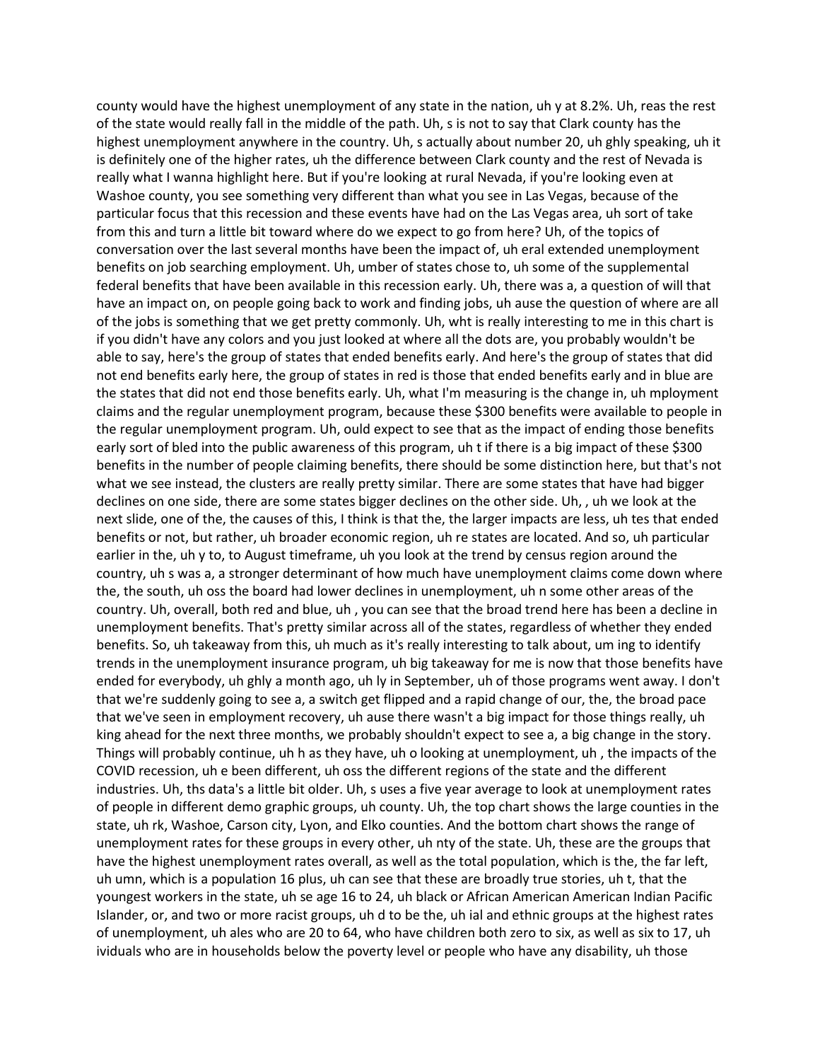county would have the highest unemployment of any state in the nation, uh y at 8.2%. Uh, reas the rest of the state would really fall in the middle of the path. Uh, s is not to say that Clark county has the highest unemployment anywhere in the country. Uh, s actually about number 20, uh ghly speaking, uh it is definitely one of the higher rates, uh the difference between Clark county and the rest of Nevada is really what I wanna highlight here. But if you're looking at rural Nevada, if you're looking even at Washoe county, you see something very different than what you see in Las Vegas, because of the particular focus that this recession and these events have had on the Las Vegas area, uh sort of take from this and turn a little bit toward where do we expect to go from here? Uh, of the topics of conversation over the last several months have been the impact of, uh eral extended unemployment benefits on job searching employment. Uh, umber of states chose to, uh some of the supplemental federal benefits that have been available in this recession early. Uh, there was a, a question of will that have an impact on, on people going back to work and finding jobs, uh ause the question of where are all of the jobs is something that we get pretty commonly. Uh, wht is really interesting to me in this chart is if you didn't have any colors and you just looked at where all the dots are, you probably wouldn't be able to say, here's the group of states that ended benefits early. And here's the group of states that did not end benefits early here, the group of states in red is those that ended benefits early and in blue are the states that did not end those benefits early. Uh, what I'm measuring is the change in, uh mployment claims and the regular unemployment program, because these $300 benefits were available to people in the regular unemployment program. Uh, ould expect to see that as the impact of ending those benefits early sort of bled into the public awareness of this program, uh t if there is a big impact of these $300 benefits in the number of people claiming benefits, there should be some distinction here, but that's not what we see instead, the clusters are really pretty similar. There are some states that have had bigger declines on one side, there are some states bigger declines on the other side. Uh, , uh we look at the next slide, one of the, the causes of this, I think is that the, the larger impacts are less, uh tes that ended benefits or not, but rather, uh broader economic region, uh re states are located. And so, uh particular earlier in the, uh y to, to August timeframe, uh you look at the trend by census region around the country, uh s was a, a stronger determinant of how much have unemployment claims come down where the, the south, uh oss the board had lower declines in unemployment, uh n some other areas of the country. Uh, overall, both red and blue, uh , you can see that the broad trend here has been a decline in unemployment benefits. That's pretty similar across all of the states, regardless of whether they ended benefits. So, uh takeaway from this, uh much as it's really interesting to talk about, um ing to identify trends in the unemployment insurance program, uh big takeaway for me is now that those benefits have ended for everybody, uh ghly a month ago, uh ly in September, uh of those programs went away. I don't that we're suddenly going to see a, a switch get flipped and a rapid change of our, the, the broad pace that we've seen in employment recovery, uh ause there wasn't a big impact for those things really, uh king ahead for the next three months, we probably shouldn't expect to see a, a big change in the story. Things will probably continue, uh h as they have, uh o looking at unemployment, uh , the impacts of the COVID recession, uh e been different, uh oss the different regions of the state and the different industries. Uh, ths data's a little bit older. Uh, s uses a five year average to look at unemployment rates of people in different demo graphic groups, uh county. Uh, the top chart shows the large counties in the state, uh rk, Washoe, Carson city, Lyon, and Elko counties. And the bottom chart shows the range of unemployment rates for these groups in every other, uh nty of the state. Uh, these are the groups that have the highest unemployment rates overall, as well as the total population, which is the, the far left, uh umn, which is a population 16 plus, uh can see that these are broadly true stories, uh t, that the youngest workers in the state, uh se age 16 to 24, uh black or African American American Indian Pacific Islander, or, and two or more racist groups, uh d to be the, uh ial and ethnic groups at the highest rates of unemployment, uh ales who are 20 to 64, who have children both zero to six, as well as six to 17, uh ividuals who are in households below the poverty level or people who have any disability, uh those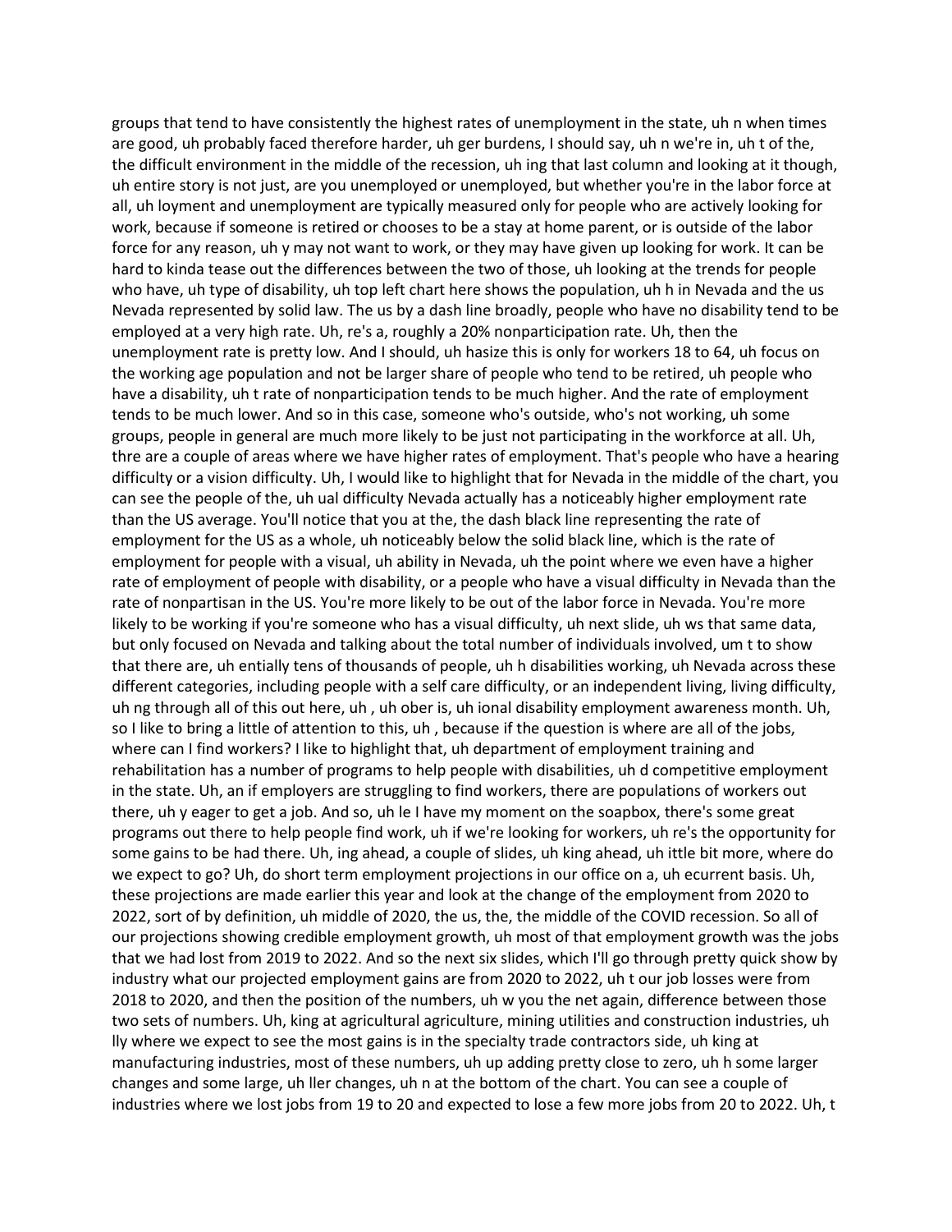groups that tend to have consistently the highest rates of unemployment in the state, uh n when times are good, uh probably faced therefore harder, uh ger burdens, I should say, uh n we're in, uh t of the, the difficult environment in the middle of the recession, uh ing that last column and looking at it though, uh entire story is not just, are you unemployed or unemployed, but whether you're in the labor force at all, uh loyment and unemployment are typically measured only for people who are actively looking for work, because if someone is retired or chooses to be a stay at home parent, or is outside of the labor force for any reason, uh y may not want to work, or they may have given up looking for work. It can be hard to kinda tease out the differences between the two of those, uh looking at the trends for people who have, uh type of disability, uh top left chart here shows the population, uh h in Nevada and the us Nevada represented by solid law. The us by a dash line broadly, people who have no disability tend to be employed at a very high rate. Uh, re's a, roughly a 20% nonparticipation rate. Uh, then the unemployment rate is pretty low. And I should, uh hasize this is only for workers 18 to 64, uh focus on the working age population and not be larger share of people who tend to be retired, uh people who have a disability, uh t rate of nonparticipation tends to be much higher. And the rate of employment tends to be much lower. And so in this case, someone who's outside, who's not working, uh some groups, people in general are much more likely to be just not participating in the workforce at all. Uh, thre are a couple of areas where we have higher rates of employment. That's people who have a hearing difficulty or a vision difficulty. Uh, I would like to highlight that for Nevada in the middle of the chart, you can see the people of the, uh ual difficulty Nevada actually has a noticeably higher employment rate than the US average. You'll notice that you at the, the dash black line representing the rate of employment for the US as a whole, uh noticeably below the solid black line, which is the rate of employment for people with a visual, uh ability in Nevada, uh the point where we even have a higher rate of employment of people with disability, or a people who have a visual difficulty in Nevada than the rate of nonpartisan in the US. You're more likely to be out of the labor force in Nevada. You're more likely to be working if you're someone who has a visual difficulty, uh next slide, uh ws that same data, but only focused on Nevada and talking about the total number of individuals involved, um t to show that there are, uh entially tens of thousands of people, uh h disabilities working, uh Nevada across these different categories, including people with a self care difficulty, or an independent living, living difficulty, uh ng through all of this out here, uh , uh ober is, uh ional disability employment awareness month. Uh, so I like to bring a little of attention to this, uh , because if the question is where are all of the jobs, where can I find workers? I like to highlight that, uh department of employment training and rehabilitation has a number of programs to help people with disabilities, uh d competitive employment in the state. Uh, an if employers are struggling to find workers, there are populations of workers out there, uh y eager to get a job. And so, uh le I have my moment on the soapbox, there's some great programs out there to help people find work, uh if we're looking for workers, uh re's the opportunity for some gains to be had there. Uh, ing ahead, a couple of slides, uh king ahead, uh ittle bit more, where do we expect to go? Uh, do short term employment projections in our office on a, uh ecurrent basis. Uh, these projections are made earlier this year and look at the change of the employment from 2020 to 2022, sort of by definition, uh middle of 2020, the us, the, the middle of the COVID recession. So all of our projections showing credible employment growth, uh most of that employment growth was the jobs that we had lost from 2019 to 2022. And so the next six slides, which I'll go through pretty quick show by industry what our projected employment gains are from 2020 to 2022, uh t our job losses were from 2018 to 2020, and then the position of the numbers, uh w you the net again, difference between those two sets of numbers. Uh, king at agricultural agriculture, mining utilities and construction industries, uh lly where we expect to see the most gains is in the specialty trade contractors side, uh king at manufacturing industries, most of these numbers, uh up adding pretty close to zero, uh h some larger changes and some large, uh ller changes, uh n at the bottom of the chart. You can see a couple of industries where we lost jobs from 19 to 20 and expected to lose a few more jobs from 20 to 2022. Uh, t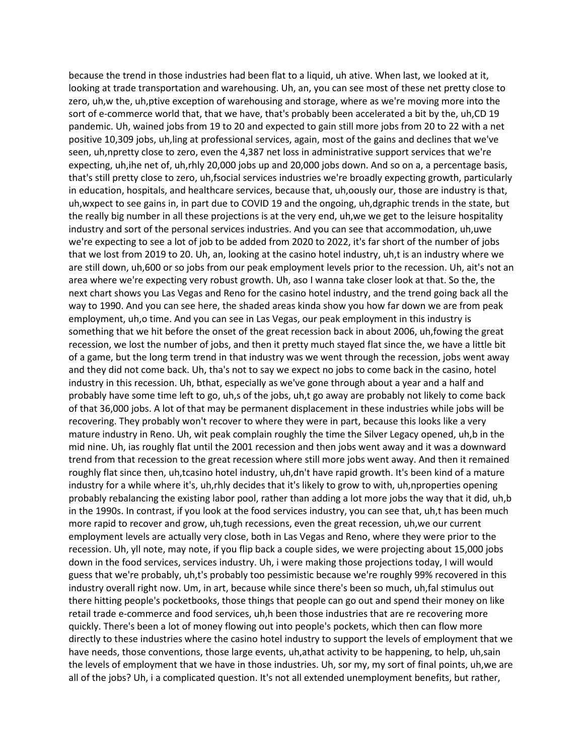because the trend in those industries had been flat to a liquid, uh ative. When last, we looked at it, looking at trade transportation and warehousing. Uh, an, you can see most of these net pretty close to zero, uh,w the, uh,ptive exception of warehousing and storage, where as we're moving more into the sort of e-commerce world that, that we have, that's probably been accelerated a bit by the, uh,CD 19 pandemic. Uh, wained jobs from 19 to 20 and expected to gain still more jobs from 20 to 22 with a net positive 10,309 jobs, uh,ling at professional services, again, most of the gains and declines that we've seen, uh,npretty close to zero, even the 4,387 net loss in administrative support services that we're expecting, uh,ihe net of, uh,rhly 20,000 jobs up and 20,000 jobs down. And so on a, a percentage basis, that's still pretty close to zero, uh,fsocial services industries we're broadly expecting growth, particularly in education, hospitals, and healthcare services, because that, uh,oously our, those are industry is that, uh,wxpect to see gains in, in part due to COVID 19 and the ongoing, uh,dgraphic trends in the state, but the really big number in all these projections is at the very end, uh,we we get to the leisure hospitality industry and sort of the personal services industries. And you can see that accommodation, uh,uwe we're expecting to see a lot of job to be added from 2020 to 2022, it's far short of the number of jobs that we lost from 2019 to 20. Uh, an, looking at the casino hotel industry, uh,t is an industry where we are still down, uh,600 or so jobs from our peak employment levels prior to the recession. Uh, ait's not an area where we're expecting very robust growth. Uh, aso I wanna take closer look at that. So the, the next chart shows you Las Vegas and Reno for the casino hotel industry, and the trend going back all the way to 1990. And you can see here, the shaded areas kinda show you how far down we are from peak employment, uh,o time. And you can see in Las Vegas, our peak employment in this industry is something that we hit before the onset of the great recession back in about 2006, uh,fowing the great recession, we lost the number of jobs, and then it pretty much stayed flat since the, we have a little bit of a game, but the long term trend in that industry was we went through the recession, jobs went away and they did not come back. Uh, tha's not to say we expect no jobs to come back in the casino, hotel industry in this recession. Uh, bthat, especially as we've gone through about a year and a half and probably have some time left to go, uh,s of the jobs, uh,t go away are probably not likely to come back of that 36,000 jobs. A lot of that may be permanent displacement in these industries while jobs will be recovering. They probably won't recover to where they were in part, because this looks like a very mature industry in Reno. Uh, wit peak complain roughly the time the Silver Legacy opened, uh,b in the mid nine. Uh, ias roughly flat until the 2001 recession and then jobs went away and it was a downward trend from that recession to the great recession where still more jobs went away. And then it remained roughly flat since then, uh,tcasino hotel industry, uh,dn't have rapid growth. It's been kind of a mature industry for a while where it's, uh,rhly decides that it's likely to grow to with, uh,nproperties opening probably rebalancing the existing labor pool, rather than adding a lot more jobs the way that it did, uh,b in the 1990s. In contrast, if you look at the food services industry, you can see that, uh,t has been much more rapid to recover and grow, uh,tugh recessions, even the great recession, uh,we our current employment levels are actually very close, both in Las Vegas and Reno, where they were prior to the recession. Uh, yll note, may note, if you flip back a couple sides, we were projecting about 15,000 jobs down in the food services, services industry. Uh, i were making those projections today, I will would guess that we're probably, uh,t's probably too pessimistic because we're roughly 99% recovered in this industry overall right now. Um, in art, because while since there's been so much, uh,fal stimulus out there hitting people's pocketbooks, those things that people can go out and spend their money on like retail trade e-commerce and food services, uh,h been those industries that are re recovering more quickly. There's been a lot of money flowing out into people's pockets, which then can flow more directly to these industries where the casino hotel industry to support the levels of employment that we have needs, those conventions, those large events, uh,athat activity to be happening, to help, uh,sain the levels of employment that we have in those industries. Uh, sor my, my sort of final points, uh,we are all of the jobs? Uh, i a complicated question. It's not all extended unemployment benefits, but rather,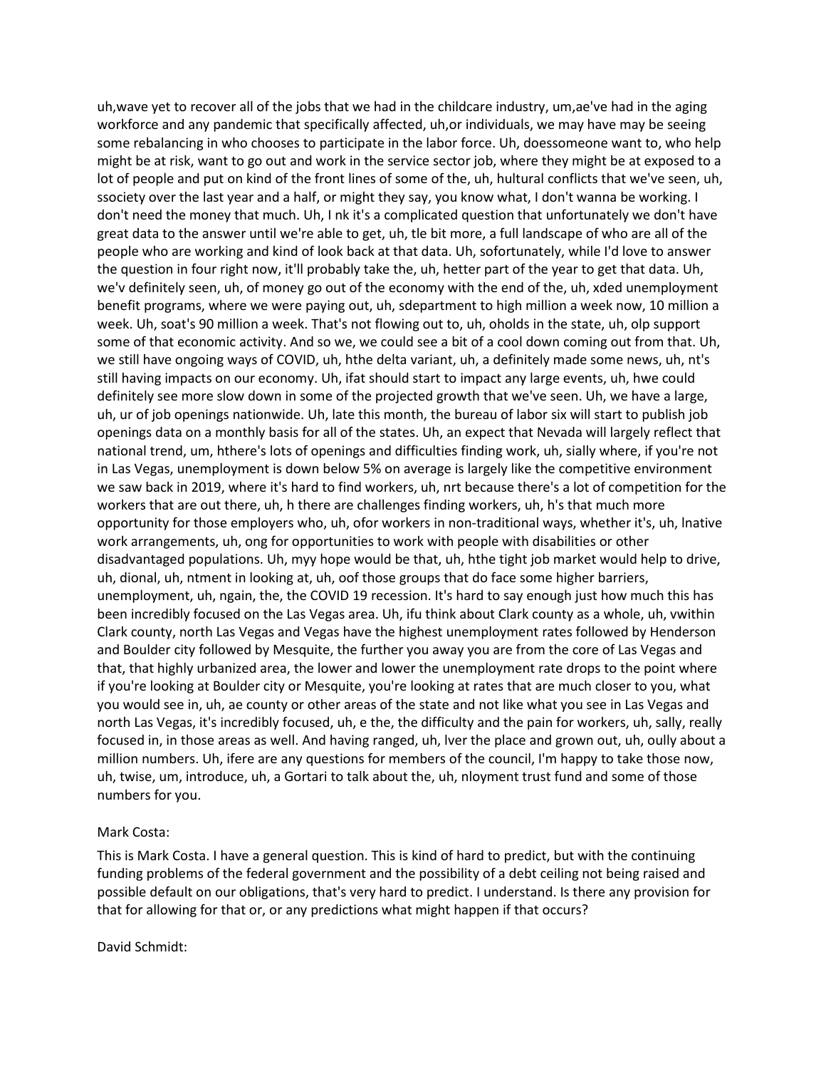uh,wave yet to recover all of the jobs that we had in the childcare industry, um,ae've had in the aging workforce and any pandemic that specifically affected, uh,or individuals, we may have may be seeing some rebalancing in who chooses to participate in the labor force. Uh, doessomeone want to, who help might be at risk, want to go out and work in the service sector job, where they might be at exposed to a lot of people and put on kind of the front lines of some of the, uh, hultural conflicts that we've seen, uh, ssociety over the last year and a half, or might they say, you know what, I don't wanna be working. I don't need the money that much. Uh, I nk it's a complicated question that unfortunately we don't have great data to the answer until we're able to get, uh, tle bit more, a full landscape of who are all of the people who are working and kind of look back at that data. Uh, sofortunately, while I'd love to answer the question in four right now, it'll probably take the, uh, hetter part of the year to get that data. Uh, we'v definitely seen, uh, of money go out of the economy with the end of the, uh, xded unemployment benefit programs, where we were paying out, uh, sdepartment to high million a week now, 10 million a week. Uh, soat's 90 million a week. That's not flowing out to, uh, oholds in the state, uh, olp support some of that economic activity. And so we, we could see a bit of a cool down coming out from that. Uh, we still have ongoing ways of COVID, uh, hthe delta variant, uh, a definitely made some news, uh, nt's still having impacts on our economy. Uh, ifat should start to impact any large events, uh, hwe could definitely see more slow down in some of the projected growth that we've seen. Uh, we have a large, uh, ur of job openings nationwide. Uh, late this month, the bureau of labor six will start to publish job openings data on a monthly basis for all of the states. Uh, an expect that Nevada will largely reflect that national trend, um, hthere's lots of openings and difficulties finding work, uh, sially where, if you're not in Las Vegas, unemployment is down below 5% on average is largely like the competitive environment we saw back in 2019, where it's hard to find workers, uh, nrt because there's a lot of competition for the workers that are out there, uh, h there are challenges finding workers, uh, h's that much more opportunity for those employers who, uh, ofor workers in non-traditional ways, whether it's, uh, lnative work arrangements, uh, ong for opportunities to work with people with disabilities or other disadvantaged populations. Uh, myy hope would be that, uh, hthe tight job market would help to drive, uh, dional, uh, ntment in looking at, uh, oof those groups that do face some higher barriers, unemployment, uh, ngain, the, the COVID 19 recession. It's hard to say enough just how much this has been incredibly focused on the Las Vegas area. Uh, ifu think about Clark county as a whole, uh, vwithin Clark county, north Las Vegas and Vegas have the highest unemployment rates followed by Henderson and Boulder city followed by Mesquite, the further you away you are from the core of Las Vegas and that, that highly urbanized area, the lower and lower the unemployment rate drops to the point where if you're looking at Boulder city or Mesquite, you're looking at rates that are much closer to you, what you would see in, uh, ae county or other areas of the state and not like what you see in Las Vegas and north Las Vegas, it's incredibly focused, uh, e the, the difficulty and the pain for workers, uh, sally, really focused in, in those areas as well. And having ranged, uh, lver the place and grown out, uh, oully about a million numbers. Uh, ifere are any questions for members of the council, I'm happy to take those now, uh, twise, um, introduce, uh, a Gortari to talk about the, uh, nloyment trust fund and some of those numbers for you.

Mark Costa:

This is Mark Costa. I have a general question. This is kind of hard to predict, but with the continuing funding problems of the federal government and the possibility of a debt ceiling not being raised and possible default on our obligations, that's very hard to predict. I understand. Is there any provision for that for allowing for that or, or any predictions what might happen if that occurs?

David Schmidt: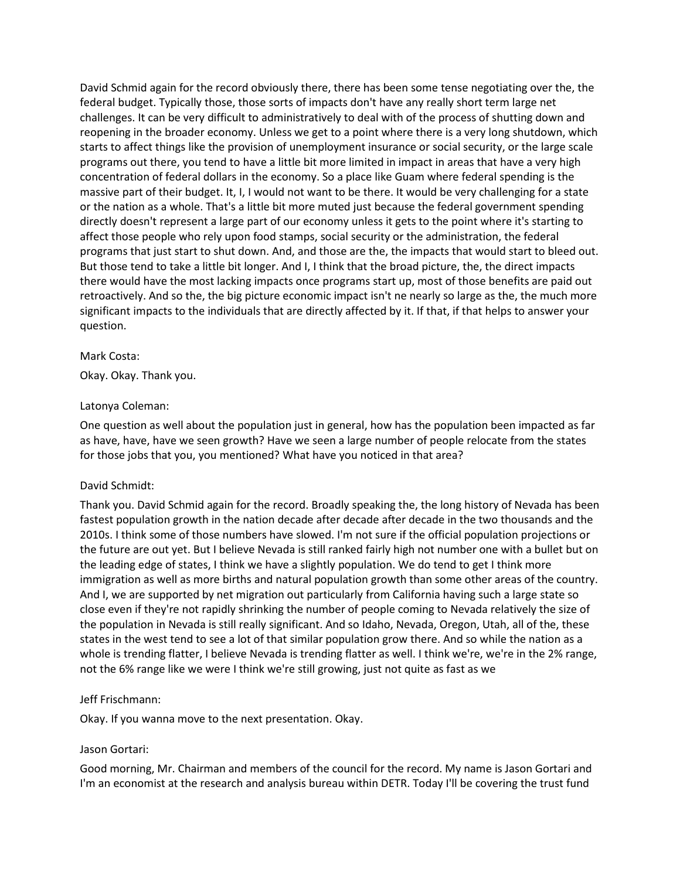David Schmid again for the record obviously there, there has been some tense negotiating over the, the federal budget. Typically those, those sorts of impacts don't have any really short term large net challenges. It can be very difficult to administratively to deal with of the process of shutting down and reopening in the broader economy. Unless we get to a point where there is a very long shutdown, which starts to affect things like the provision of unemployment insurance or social security, or the large scale programs out there, you tend to have a little bit more limited in impact in areas that have a very high concentration of federal dollars in the economy. So a place like Guam where federal spending is the massive part of their budget. It, I, I would not want to be there. It would be very challenging for a state or the nation as a whole. That's a little bit more muted just because the federal government spending directly doesn't represent a large part of our economy unless it gets to the point where it's starting to affect those people who rely upon food stamps, social security or the administration, the federal programs that just start to shut down. And, and those are the, the impacts that would start to bleed out. But those tend to take a little bit longer. And I, I think that the broad picture, the, the direct impacts there would have the most lacking impacts once programs start up, most of those benefits are paid out retroactively. And so the, the big picture economic impact isn't ne nearly so large as the, the much more significant impacts to the individuals that are directly affected by it. If that, if that helps to answer your question.

Mark Costa:

Okay. Okay. Thank you.

Latonya Coleman:

One question as well about the population just in general, how has the population been impacted as far as have, have, have we seen growth? Have we seen a large number of people relocate from the states for those jobs that you, you mentioned? What have you noticed in that area?

David Schmidt:

Thank you. David Schmid again for the record. Broadly speaking the, the long history of Nevada has been fastest population growth in the nation decade after decade after decade in the two thousands and the 2010s. I think some of those numbers have slowed. I'm not sure if the official population projections or the future are out yet. But I believe Nevada is still ranked fairly high not number one with a bullet but on the leading edge of states, I think we have a slightly population. We do tend to get I think more immigration as well as more births and natural population growth than some other areas of the country. And I, we are supported by net migration out particularly from California having such a large state so close even if they're not rapidly shrinking the number of people coming to Nevada relatively the size of the population in Nevada is still really significant. And so Idaho, Nevada, Oregon, Utah, all of the, these states in the west tend to see a lot of that similar population grow there. And so while the nation as a whole is trending flatter, I believe Nevada is trending flatter as well. I think we're, we're in the 2% range, not the 6% range like we were I think we're still growing, just not quite as fast as we

Jeff Frischmann:

Okay. If you wanna move to the next presentation. Okay.

Jason Gortari:

Good morning, Mr. Chairman and members of the council for the record. My name is Jason Gortari and I'm an economist at the research and analysis bureau within DETR. Today I'll be covering the trust fund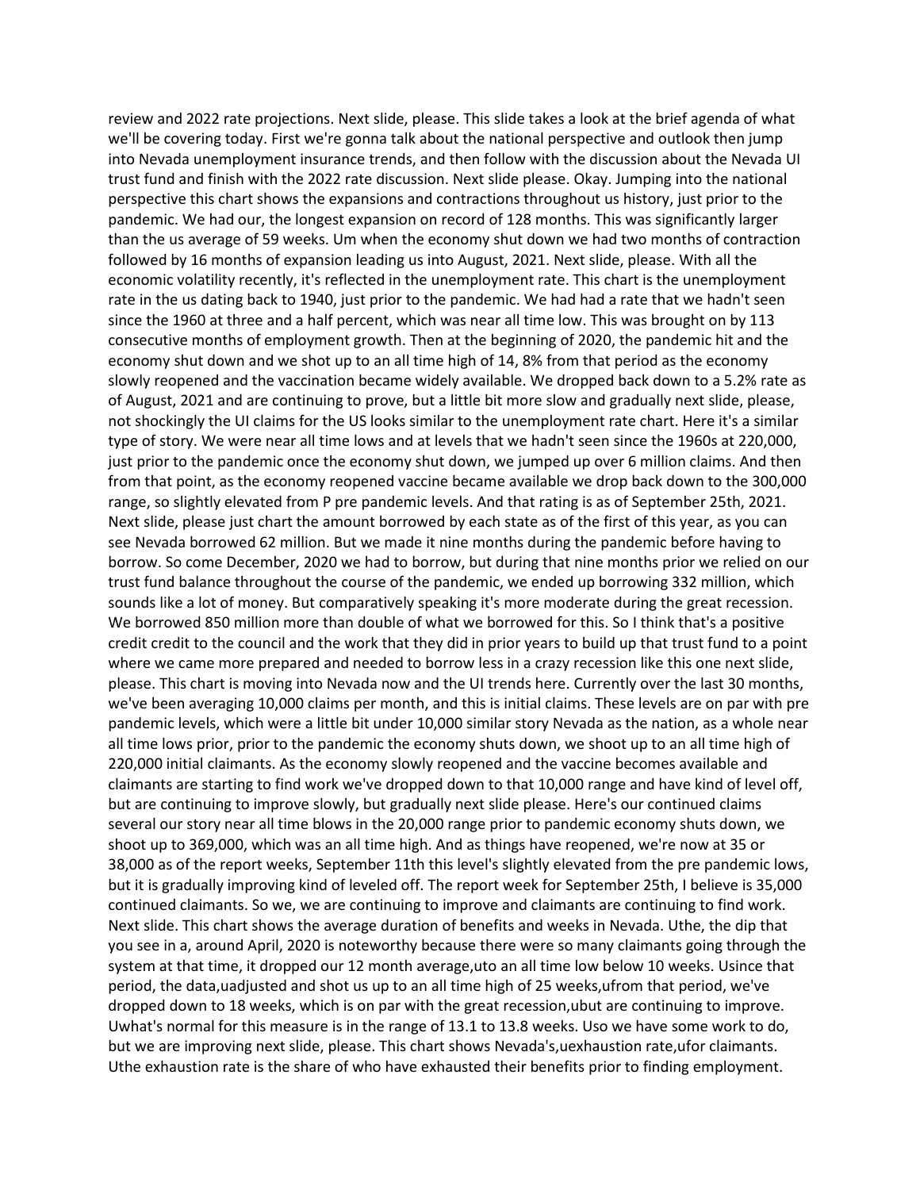review and 2022 rate projections. Next slide, please. This slide takes a look at the brief agenda of what we'll be covering today. First we're gonna talk about the national perspective and outlook then jump into Nevada unemployment insurance trends, and then follow with the discussion about the Nevada UI trust fund and finish with the 2022 rate discussion. Next slide please. Okay. Jumping into the national perspective this chart shows the expansions and contractions throughout us history, just prior to the pandemic. We had our, the longest expansion on record of 128 months. This was significantly larger than the us average of 59 weeks. Um when the economy shut down we had two months of contraction followed by 16 months of expansion leading us into August, 2021. Next slide, please. With all the economic volatility recently, it's reflected in the unemployment rate. This chart is the unemployment rate in the us dating back to 1940, just prior to the pandemic. We had had a rate that we hadn't seen since the 1960 at three and a half percent, which was near all time low. This was brought on by 113 consecutive months of employment growth. Then at the beginning of 2020, the pandemic hit and the economy shut down and we shot up to an all time high of 14, 8% from that period as the economy slowly reopened and the vaccination became widely available. We dropped back down to a 5.2% rate as of August, 2021 and are continuing to prove, but a little bit more slow and gradually next slide, please, not shockingly the UI claims for the US looks similar to the unemployment rate chart. Here it's a similar type of story. We were near all time lows and at levels that we hadn't seen since the 1960s at 220,000, just prior to the pandemic once the economy shut down, we jumped up over 6 million claims. And then from that point, as the economy reopened vaccine became available we drop back down to the 300,000 range, so slightly elevated from P pre pandemic levels. And that rating is as of September 25th, 2021. Next slide, please just chart the amount borrowed by each state as of the first of this year, as you can see Nevada borrowed 62 million. But we made it nine months during the pandemic before having to borrow. So come December, 2020 we had to borrow, but during that nine months prior we relied on our trust fund balance throughout the course of the pandemic, we ended up borrowing 332 million, which sounds like a lot of money. But comparatively speaking it's more moderate during the great recession. We borrowed 850 million more than double of what we borrowed for this. So I think that's a positive credit credit to the council and the work that they did in prior years to build up that trust fund to a point where we came more prepared and needed to borrow less in a crazy recession like this one next slide, please. This chart is moving into Nevada now and the UI trends here. Currently over the last 30 months, we've been averaging 10,000 claims per month, and this is initial claims. These levels are on par with pre pandemic levels, which were a little bit under 10,000 similar story Nevada as the nation, as a whole near all time lows prior, prior to the pandemic the economy shuts down, we shoot up to an all time high of 220,000 initial claimants. As the economy slowly reopened and the vaccine becomes available and claimants are starting to find work we've dropped down to that 10,000 range and have kind of level off, but are continuing to improve slowly, but gradually next slide please. Here's our continued claims several our story near all time blows in the 20,000 range prior to pandemic economy shuts down, we shoot up to 369,000, which was an all time high. And as things have reopened, we're now at 35 or 38,000 as of the report weeks, September 11th this level's slightly elevated from the pre pandemic lows, but it is gradually improving kind of leveled off. The report week for September 25th, I believe is 35,000 continued claimants. So we, we are continuing to improve and claimants are continuing to find work. Next slide. This chart shows the average duration of benefits and weeks in Nevada. Uthe, the dip that you see in a, around April, 2020 is noteworthy because there were so many claimants going through the system at that time, it dropped our 12 month average,uto an all time low below 10 weeks. Usince that period, the data,uadjusted and shot us up to an all time high of 25 weeks,ufrom that period, we've dropped down to 18 weeks, which is on par with the great recession,ubut are continuing to improve. Uwhat's normal for this measure is in the range of 13.1 to 13.8 weeks. Uso we have some work to do, but we are improving next slide, please. This chart shows Nevada's,uexhaustion rate,ufor claimants. Uthe exhaustion rate is the share of who have exhausted their benefits prior to finding employment.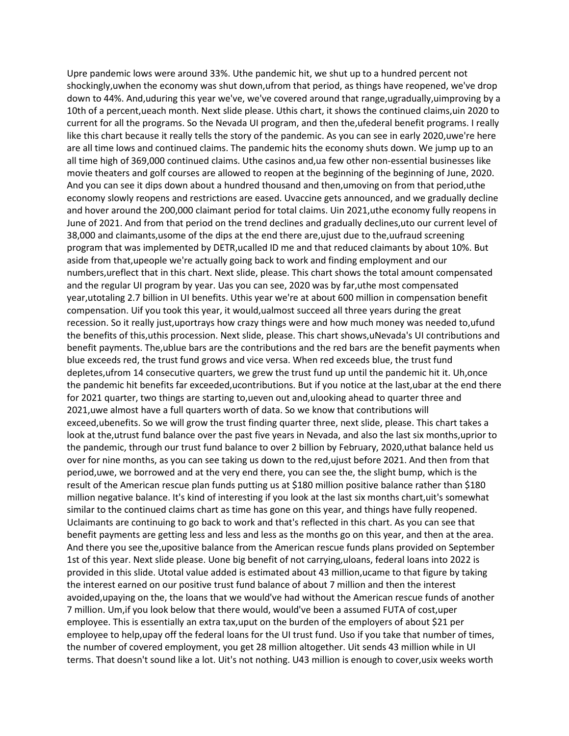Upre pandemic lows were around 33%. Uthe pandemic hit, we shut up to a hundred percent not shockingly,uwhen the economy was shut down,ufrom that period, as things have reopened, we've drop down to 44%. And,uduring this year we've, we've covered around that range,ugradually,uimproving by a 10th of a percent,ueach month. Next slide please. Uthis chart, it shows the continued claims,uin 2020 to current for all the programs. So the Nevada UI program, and then the,ufederal benefit programs. I really like this chart because it really tells the story of the pandemic. As you can see in early 2020,uwe're here are all time lows and continued claims. The pandemic hits the economy shuts down. We jump up to an all time high of 369,000 continued claims. Uthe casinos and,ua few other non-essential businesses like movie theaters and golf courses are allowed to reopen at the beginning of the beginning of June, 2020. And you can see it dips down about a hundred thousand and then,umoving on from that period,uthe economy slowly reopens and restrictions are eased. Uvaccine gets announced, and we gradually decline and hover around the 200,000 claimant period for total claims. Uin 2021,uthe economy fully reopens in June of 2021. And from that period on the trend declines and gradually declines,uto our current level of 38,000 and claimants,usome of the dips at the end there are,ujust due to the,uufraud screening program that was implemented by DETR,ucalled ID me and that reduced claimants by about 10%. But aside from that,upeople we're actually going back to work and finding employment and our numbers,ureflect that in this chart. Next slide, please. This chart shows the total amount compensated and the regular UI program by year. Uas you can see, 2020 was by far,uthe most compensated year,utotaling 2.7 billion in UI benefits. Uthis year we're at about 600 million in compensation benefit compensation. Uif you took this year, it would,ualmost succeed all three years during the great recession. So it really just,uportrays how crazy things were and how much money was needed to,ufund the benefits of this,uthis procession. Next slide, please. This chart shows,uNevada's UI contributions and benefit payments. The,ublue bars are the contributions and the red bars are the benefit payments when blue exceeds red, the trust fund grows and vice versa. When red exceeds blue, the trust fund depletes,ufrom 14 consecutive quarters, we grew the trust fund up until the pandemic hit it. Uh, once the pandemic hit benefits far exceeded,ucontributions. But if you notice at the last,ubar at the end there for 2021 quarter, two things are starting to,ueven out and,ulooking ahead to quarter three and 2021,uwe almost have a full quarters worth of data. So we know that contributions will exceed,ubenefits. So we will grow the trust finding quarter three, next slide, please. This chart takes a look at the,utrust fund balance over the past five years in Nevada, and also the last six months,uprior to the pandemic, through our trust fund balance to over 2 billion by February, 2020,uthat balance held us over for nine months, as you can see taking us down to the red,ujust before 2021. And then from that period,uwe, we borrowed and at the very end there, you can see the, the slight bump, which is the result of the American rescue plan funds putting us at $180 million positive balance rather than $180 million negative balance. It's kind of interesting if you look at the last six months chart,uit's somewhat similar to the continued claims chart as time has gone on this year, and things have fully reopened. Uclaimants are continuing to go back to work and that's reflected in this chart. As you can see that benefit payments are getting less and less and less as the months go on this year, and then at the area. And there you see the,upositive balance from the American rescue funds plans provided on September 1st of this year. Next slide please. Uone big benefit of not carrying,uloans, federal loans into 2022 is provided in this slide. Utotal value added is estimated about 43 million,ucame to that figure by taking the interest earned on our positive trust fund balance of about 7 million and then the interest avoided,upaying on the, the loans that we would've had without the American rescue funds of another 7 million. Um,if you look below that there would, would've been a assumed FUTA of cost,uper employee. This is essentially an extra tax,uput on the burden of the employers of about $21 per employee to help,upay off the federal loans for the UI trust fund. Uso if you take that number of times, the number of covered employment, you get 28 million altogether. Uit sends 43 million while in UI terms. That doesn't sound like a lot. Uit's not nothing. U43 million is enough to cover,usix weeks worth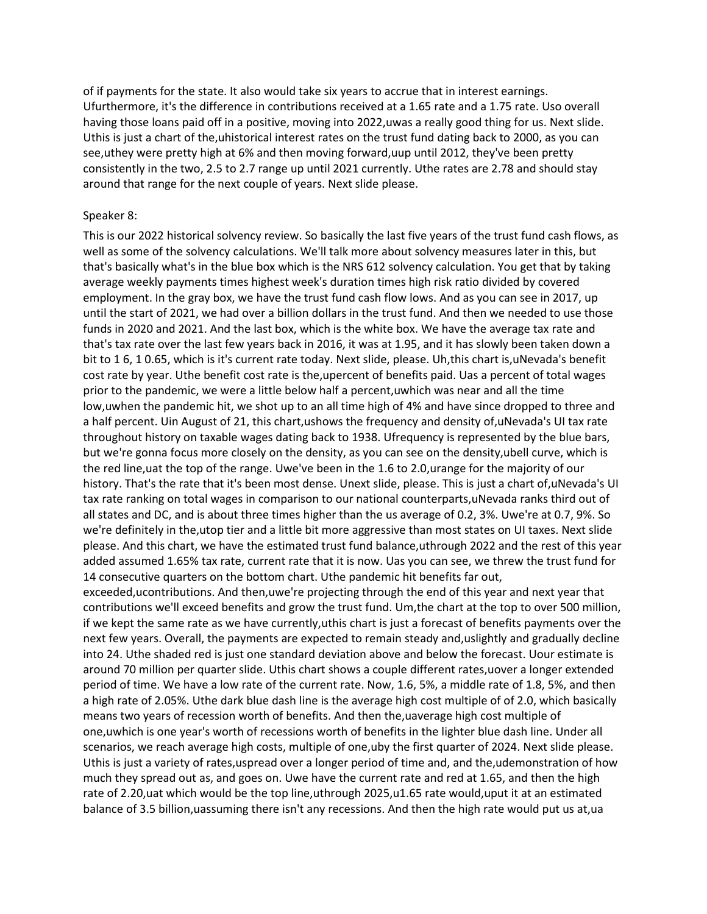of if payments for the state. It also would take six years to accrue that in interest earnings. Ufurthermore, it's the difference in contributions received at a 1.65 rate and a 1.75 rate. Uso overall having those loans paid off in a positive, moving into 2022,uwas a really good thing for us. Next slide. Uthis is just a chart of the,uhistorical interest rates on the trust fund dating back to 2000, as you can see,uthey were pretty high at 6% and then moving forward,uup until 2012, they've been pretty consistently in the two, 2.5 to 2.7 range up until 2021 currently. Uthe rates are 2.78 and should stay around that range for the next couple of years. Next slide please.

Speaker 8:

This is our 2022 historical solvency review. So basically the last five years of the trust fund cash flows, as well as some of the solvency calculations. We'll talk more about solvency measures later in this, but that's basically what's in the blue box which is the NRS 612 solvency calculation. You get that by taking average weekly payments times highest week's duration times high risk ratio divided by covered employment. In the gray box, we have the trust fund cash flow lows. And as you can see in 2017, up until the start of 2021, we had over a billion dollars in the trust fund. And then we needed to use those funds in 2020 and 2021. And the last box, which is the white box. We have the average tax rate and that's tax rate over the last few years back in 2016, it was at 1.95, and it has slowly been taken down a bit to 1 6, 1 0.65, which is it's current rate today. Next slide, please. Uh,this chart is,uNevada's benefit cost rate by year. Uthe benefit cost rate is the,upercent of benefits paid. Uas a percent of total wages prior to the pandemic, we were a little below half a percent,uwhich was near and all the time low,uwhen the pandemic hit, we shot up to an all time high of 4% and have since dropped to three and a half percent. Uin August of 21, this chart,ushows the frequency and density of,uNevada's UI tax rate throughout history on taxable wages dating back to 1938. Ufrequency is represented by the blue bars, but we're gonna focus more closely on the density, as you can see on the density,ubell curve, which is the red line,uat the top of the range. Uwe've been in the 1.6 to 2.0,urange for the majority of our history. That's the rate that it's been most dense. Unext slide, please. This is just a chart of,uNevada's UI tax rate ranking on total wages in comparison to our national counterparts,uNevada ranks third out of all states and DC, and is about three times higher than the us average of 0.2, 3%. Uwe're at 0.7, 9%. So we're definitely in the,utop tier and a little bit more aggressive than most states on UI taxes. Next slide please. And this chart, we have the estimated trust fund balance,uthrough 2022 and the rest of this year added assumed 1.65% tax rate, current rate that it is now. Uas you can see, we threw the trust fund for 14 consecutive quarters on the bottom chart. Uthe pandemic hit benefits far out, exceeded,ucontributions. And then,uwe're projecting through the end of this year and next year that contributions we'll exceed benefits and grow the trust fund. Um,the chart at the top to over 500 million, if we kept the same rate as we have currently,uthis chart is just a forecast of benefits payments over the next few years. Overall, the payments are expected to remain steady and,uslightly and gradually decline into 24. Uthe shaded red is just one standard deviation above and below the forecast. Uour estimate is around 70 million per quarter slide. Uthis chart shows a couple different rates,uover a longer extended period of time. We have a low rate of the current rate. Now, 1.6, 5%, a middle rate of 1.8, 5%, and then a high rate of 2.05%. Uthe dark blue dash line is the average high cost multiple of of 2.0, which basically means two years of recession worth of benefits. And then the,uaverage high cost multiple of one,uwhich is one year's worth of recessions worth of benefits in the lighter blue dash line. Under all scenarios, we reach average high costs, multiple of one,uby the first quarter of 2024. Next slide please. Uthis is just a variety of rates,uspread over a longer period of time and, and the,udemonstration of how much they spread out as, and goes on. Uwe have the current rate and red at 1.65, and then the high rate of 2.20,uat which would be the top line,uthrough 2025,u1.65 rate would,uput it at an estimated balance of 3.5 billion,uassuming there isn't any recessions. And then the high rate would put us at,ua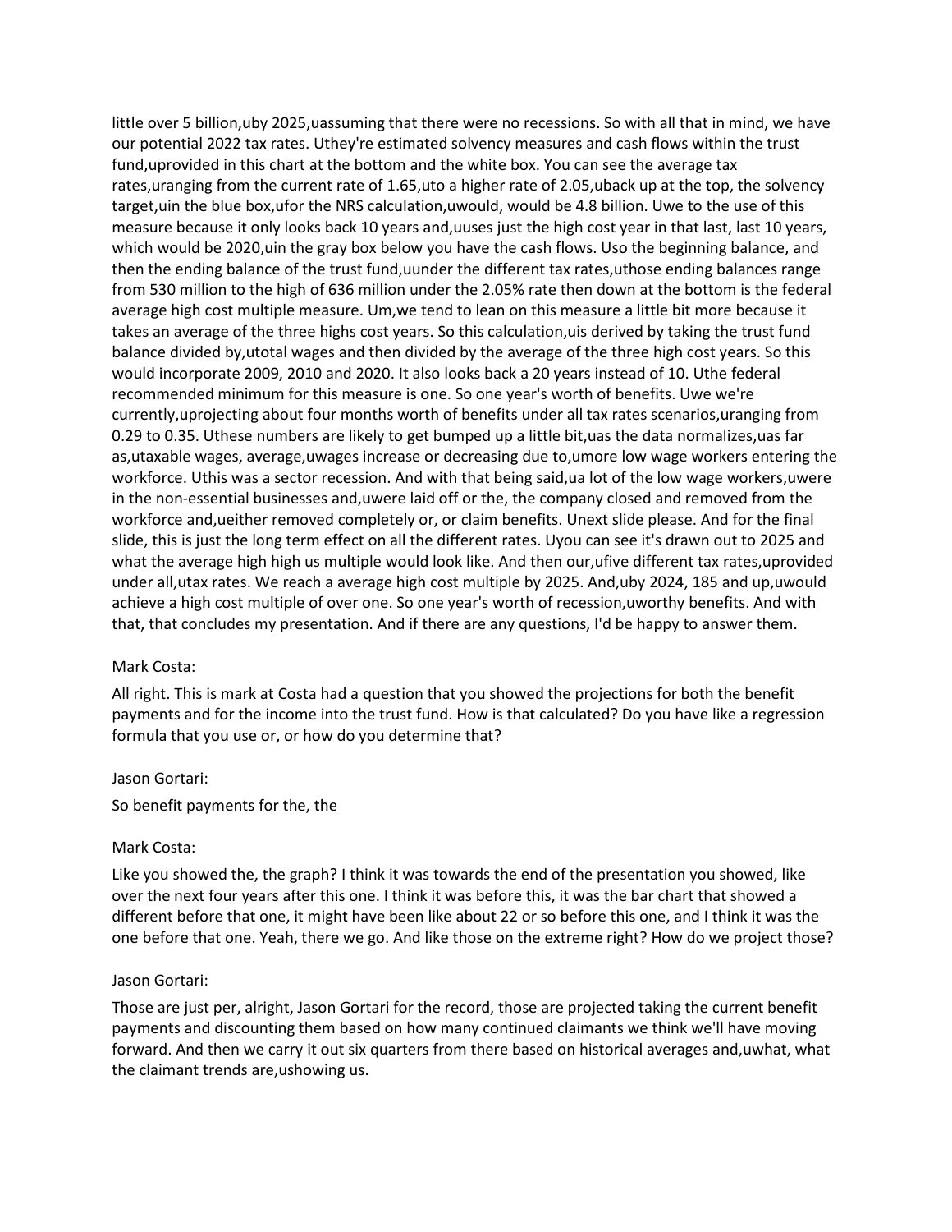little over 5 billion,uby 2025,uassuming that there were no recessions. So with all that in mind, we have our potential 2022 tax rates. Uthey're estimated solvency measures and cash flows within the trust fund,uprovided in this chart at the bottom and the white box. You can see the average tax rates,uranging from the current rate of 1.65,uto a higher rate of 2.05,uback up at the top, the solvency target,uin the blue box,ufor the NRS calculation,uwould, would be 4.8 billion. Uwe to the use of this measure because it only looks back 10 years and,uuses just the high cost year in that last, last 10 years, which would be 2020,uin the gray box below you have the cash flows. Uso the beginning balance, and then the ending balance of the trust fund,uunder the different tax rates,uthose ending balances range from 530 million to the high of 636 million under the 2.05% rate then down at the bottom is the federal average high cost multiple measure. Um,we tend to lean on this measure a little bit more because it takes an average of the three highs cost years. So this calculation,uis derived by taking the trust fund balance divided by,utotal wages and then divided by the average of the three high cost years. So this would incorporate 2009, 2010 and 2020. It also looks back a 20 years instead of 10. Uthe federal recommended minimum for this measure is one. So one year's worth of benefits. Uwe we're currently,uprojecting about four months worth of benefits under all tax rates scenarios,uranging from 0.29 to 0.35. Uthese numbers are likely to get bumped up a little bit,uas the data normalizes,uas far as,utaxable wages, average,uwages increase or decreasing due to,umore low wage workers entering the workforce. Uthis was a sector recession. And with that being said,ua lot of the low wage workers,uwere in the non-essential businesses and,uwere laid off or the, the company closed and removed from the workforce and,ueither removed completely or, or claim benefits. Unext slide please. And for the final slide, this is just the long term effect on all the different rates. Uyou can see it's drawn out to 2025 and what the average high high us multiple would look like. And then our,ufive different tax rates,uprovided under all,utax rates. We reach a average high cost multiple by 2025. And,uby 2024, 185 and up,uwould achieve a high cost multiple of over one. So one year's worth of recession,uworthy benefits. And with that, that concludes my presentation. And if there are any questions, I'd be happy to answer them.

Mark Costa:

All right. This is mark at Costa had a question that you showed the projections for both the benefit payments and for the income into the trust fund. How is that calculated? Do you have like a regression formula that you use or, or how do you determine that?

Jason Gortari:

So benefit payments for the, the

Mark Costa:

Like you showed the, the graph? I think it was towards the end of the presentation you showed, like over the next four years after this one. I think it was before this, it was the bar chart that showed a different before that one, it might have been like about 22 or so before this one, and I think it was the one before that one. Yeah, there we go. And like those on the extreme right? How do we project those?

Jason Gortari:

Those are just per, alright, Jason Gortari for the record, those are projected taking the current benefit payments and discounting them based on how many continued claimants we think we'll have moving forward. And then we carry it out six quarters from there based on historical averages and,uwhat, what the claimant trends are,ushowing us.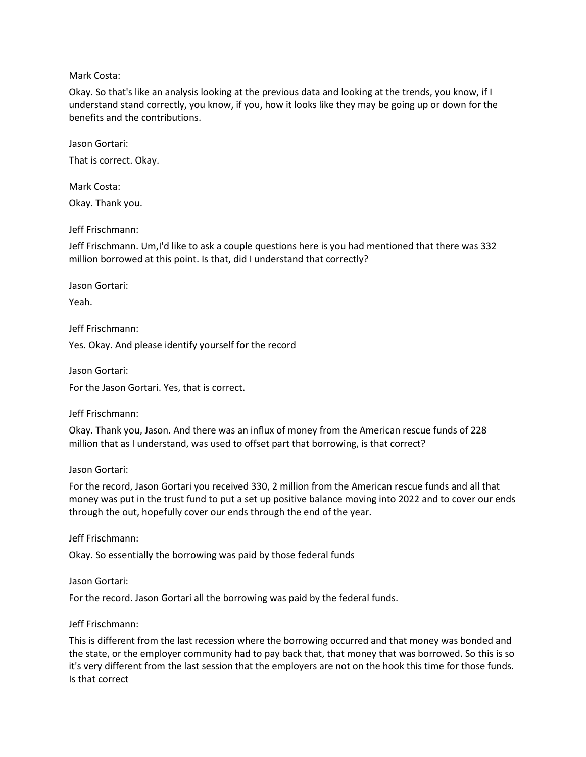Mark Costa:

Okay. So that's like an analysis looking at the previous data and looking at the trends, you know, if I understand stand correctly, you know, if you, how it looks like they may be going up or down for the benefits and the contributions.

Jason Gortari:

That is correct. Okay.

Mark Costa:

Okay. Thank you.

Jeff Frischmann:

Jeff Frischmann. Um,I'd like to ask a couple questions here is you had mentioned that there was 332 million borrowed at this point. Is that, did I understand that correctly?

Jason Gortari:

Yeah.

Jeff Frischmann:

Yes. Okay. And please identify yourself for the record

Jason Gortari:

For the Jason Gortari. Yes, that is correct.

Jeff Frischmann:

Okay. Thank you, Jason. And there was an influx of money from the American rescue funds of 228 million that as I understand, was used to offset part that borrowing, is that correct?

Jason Gortari:

For the record, Jason Gortari you received 330, 2 million from the American rescue funds and all that money was put in the trust fund to put a set up positive balance moving into 2022 and to cover our ends through the out, hopefully cover our ends through the end of the year.

Jeff Frischmann:

Okay. So essentially the borrowing was paid by those federal funds

Jason Gortari:

For the record. Jason Gortari all the borrowing was paid by the federal funds.

Jeff Frischmann:

This is different from the last recession where the borrowing occurred and that money was bonded and the state, or the employer community had to pay back that, that money that was borrowed. So this is so it's very different from the last session that the employers are not on the hook this time for those funds. Is that correct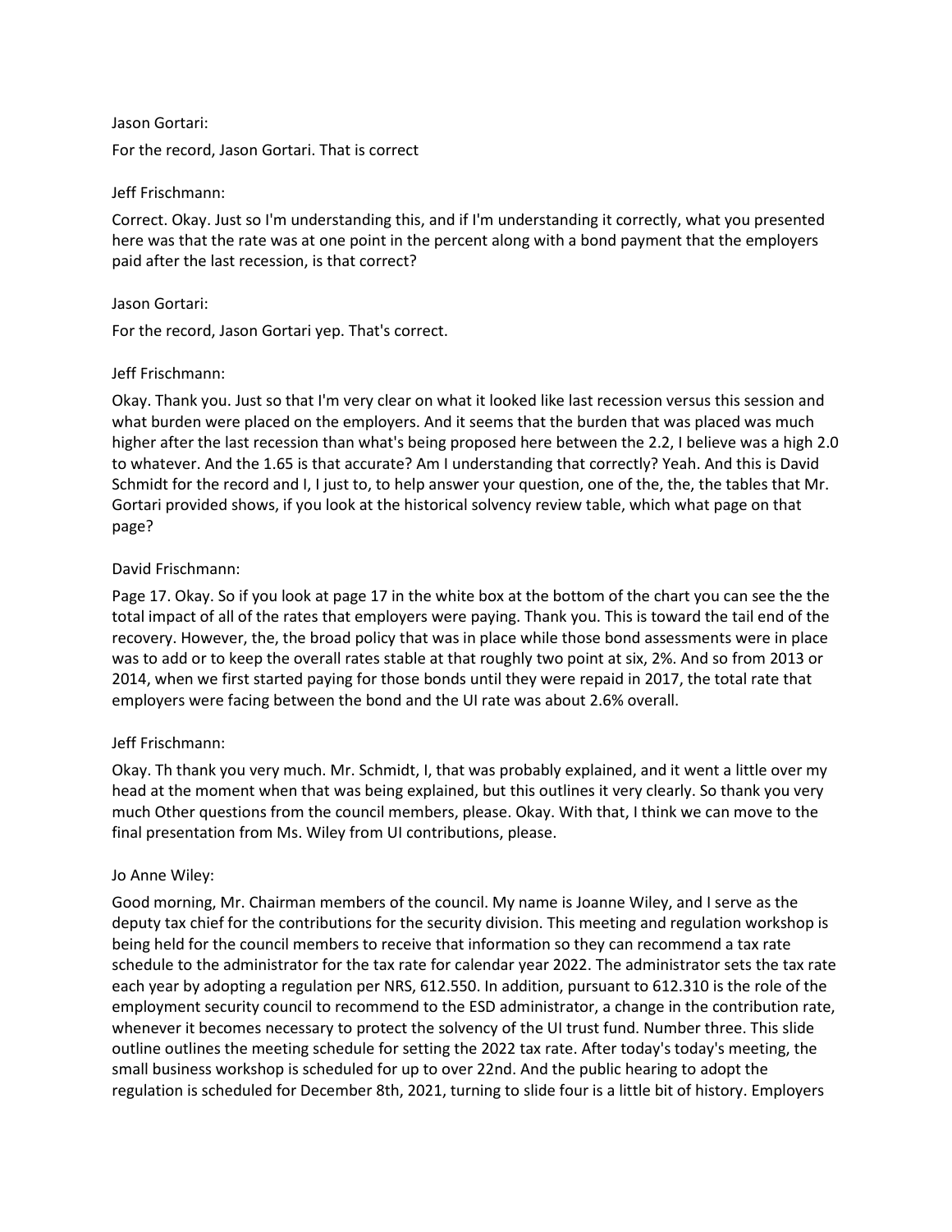Jason Gortari:

For the record, Jason Gortari. That is correct

Jeff Frischmann:

Correct. Okay. Just so I'm understanding this, and if I'm understanding it correctly, what you presented here was that the rate was at one point in the percent along with a bond payment that the employers paid after the last recession, is that correct?

Jason Gortari:

For the record, Jason Gortari yep. That's correct.

Jeff Frischmann:

Okay. Thank you. Just so that I'm very clear on what it looked like last recession versus this session and what burden were placed on the employers. And it seems that the burden that was placed was much higher after the last recession than what's being proposed here between the 2.2, I believe was a high 2.0 to whatever. And the 1.65 is that accurate? Am I understanding that correctly? Yeah. And this is David Schmidt for the record and I, I just to, to help answer your question, one of the, the, the tables that Mr. Gortari provided shows, if you look at the historical solvency review table, which what page on that page?

David Frischmann:

Page 17. Okay. So if you look at page 17 in the white box at the bottom of the chart you can see the the total impact of all of the rates that employers were paying. Thank you. This is toward the tail end of the recovery. However, the, the broad policy that was in place while those bond assessments were in place was to add or to keep the overall rates stable at that roughly two point at six, 2%. And so from 2013 or 2014, when we first started paying for those bonds until they were repaid in 2017, the total rate that employers were facing between the bond and the UI rate was about 2.6% overall.

Jeff Frischmann:

Okay. Th thank you very much. Mr. Schmidt, I, that was probably explained, and it went a little over my head at the moment when that was being explained, but this outlines it very clearly. So thank you very much Other questions from the council members, please. Okay. With that, I think we can move to the final presentation from Ms. Wiley from UI contributions, please.

Jo Anne Wiley:

Good morning, Mr. Chairman members of the council. My name is Joanne Wiley, and I serve as the deputy tax chief for the contributions for the security division. This meeting and regulation workshop is being held for the council members to receive that information so they can recommend a tax rate schedule to the administrator for the tax rate for calendar year 2022. The administrator sets the tax rate each year by adopting a regulation per NRS, 612.550. In addition, pursuant to 612.310 is the role of the employment security council to recommend to the ESD administrator, a change in the contribution rate, whenever it becomes necessary to protect the solvency of the UI trust fund. Number three. This slide outline outlines the meeting schedule for setting the 2022 tax rate. After today's today's meeting, the small business workshop is scheduled for up to over 22nd. And the public hearing to adopt the regulation is scheduled for December 8th, 2021, turning to slide four is a little bit of history. Employers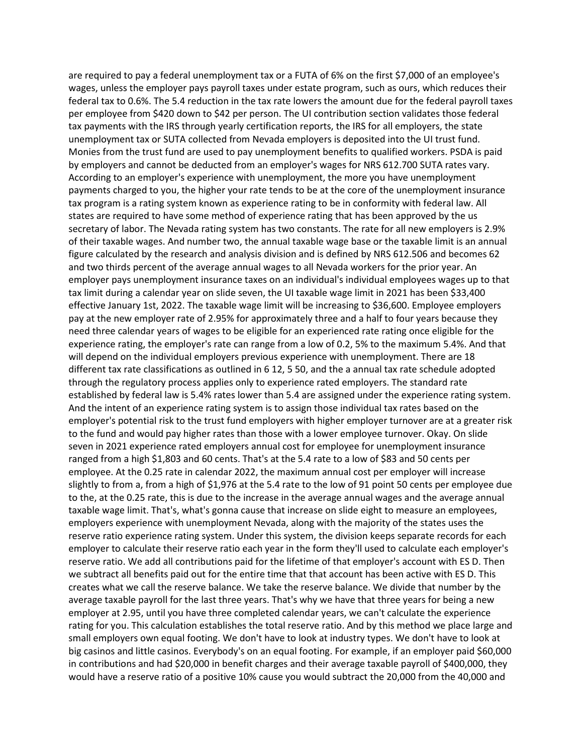are required to pay a federal unemployment tax or a FUTA of 6% on the first $7,000 of an employee's wages, unless the employer pays payroll taxes under estate program, such as ours, which reduces their federal tax to 0.6%. The 5.4 reduction in the tax rate lowers the amount due for the federal payroll taxes per employee from $420 down to $42 per person. The UI contribution section validates those federal tax payments with the IRS through yearly certification reports, the IRS for all employers, the state unemployment tax or SUTA collected from Nevada employers is deposited into the UI trust fund. Monies from the trust fund are used to pay unemployment benefits to qualified workers. PSDA is paid by employers and cannot be deducted from an employer's wages for NRS 612.700 SUTA rates vary. According to an employer's experience with unemployment, the more you have unemployment payments charged to you, the higher your rate tends to be at the core of the unemployment insurance tax program is a rating system known as experience rating to be in conformity with federal law. All states are required to have some method of experience rating that has been approved by the us secretary of labor. The Nevada rating system has two constants. The rate for all new employers is 2.9% of their taxable wages. And number two, the annual taxable wage base or the taxable limit is an annual figure calculated by the research and analysis division and is defined by NRS 612.506 and becomes 62 and two thirds percent of the average annual wages to all Nevada workers for the prior year. An employer pays unemployment insurance taxes on an individual's individual employees wages up to that tax limit during a calendar year on slide seven, the UI taxable wage limit in 2021 has been $33,400 effective January 1st, 2022. The taxable wage limit will be increasing to $36,600. Employee employers pay at the new employer rate of 2.95% for approximately three and a half to four years because they need three calendar years of wages to be eligible for an experienced rate rating once eligible for the experience rating, the employer's rate can range from a low of 0.2, 5% to the maximum 5.4%. And that will depend on the individual employers previous experience with unemployment. There are 18 different tax rate classifications as outlined in 6 12, 5 50, and the a annual tax rate schedule adopted through the regulatory process applies only to experience rated employers. The standard rate established by federal law is 5.4% rates lower than 5.4 are assigned under the experience rating system. And the intent of an experience rating system is to assign those individual tax rates based on the employer's potential risk to the trust fund employers with higher employer turnover are at a greater risk to the fund and would pay higher rates than those with a lower employee turnover. Okay. On slide seven in 2021 experience rated employers annual cost for employee for unemployment insurance ranged from a high $1,803 and 60 cents. That's at the 5.4 rate to a low of $83 and 50 cents per employee. At the 0.25 rate in calendar 2022, the maximum annual cost per employer will increase slightly to from a, from a high of $1,976 at the 5.4 rate to the low of 91 point 50 cents per employee due to the, at the 0.25 rate, this is due to the increase in the average annual wages and the average annual taxable wage limit. That's, what's gonna cause that increase on slide eight to measure an employees, employers experience with unemployment Nevada, along with the majority of the states uses the reserve ratio experience rating system. Under this system, the division keeps separate records for each employer to calculate their reserve ratio each year in the form they'll used to calculate each employer's reserve ratio. We add all contributions paid for the lifetime of that employer's account with ES D. Then we subtract all benefits paid out for the entire time that that account has been active with ES D. This creates what we call the reserve balance. We take the reserve balance. We divide that number by the average taxable payroll for the last three years. That's why we have that three years for being a new employer at 2.95, until you have three completed calendar years, we can't calculate the experience rating for you. This calculation establishes the total reserve ratio. And by this method we place large and small employers own equal footing. We don't have to look at industry types. We don't have to look at big casinos and little casinos. Everybody's on an equal footing. For example, if an employer paid $60,000 in contributions and had $20,000 in benefit charges and their average taxable payroll of $400,000, they would have a reserve ratio of a positive 10% cause you would subtract the 20,000 from the 40,000 and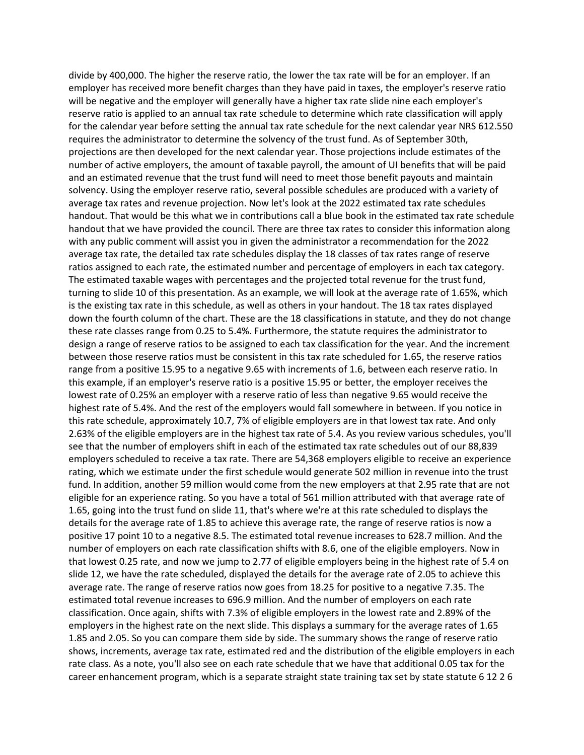divide by 400,000. The higher the reserve ratio, the lower the tax rate will be for an employer. If an employer has received more benefit charges than they have paid in taxes, the employer's reserve ratio will be negative and the employer will generally have a higher tax rate slide nine each employer's reserve ratio is applied to an annual tax rate schedule to determine which rate classification will apply for the calendar year before setting the annual tax rate schedule for the next calendar year NRS 612.550 requires the administrator to determine the solvency of the trust fund. As of September 30th, projections are then developed for the next calendar year. Those projections include estimates of the number of active employers, the amount of taxable payroll, the amount of UI benefits that will be paid and an estimated revenue that the trust fund will need to meet those benefit payouts and maintain solvency. Using the employer reserve ratio, several possible schedules are produced with a variety of average tax rates and revenue projection. Now let's look at the 2022 estimated tax rate schedules handout. That would be this what we in contributions call a blue book in the estimated tax rate schedule handout that we have provided the council. There are three tax rates to consider this information along with any public comment will assist you in given the administrator a recommendation for the 2022 average tax rate, the detailed tax rate schedules display the 18 classes of tax rates range of reserve ratios assigned to each rate, the estimated number and percentage of employers in each tax category. The estimated taxable wages with percentages and the projected total revenue for the trust fund, turning to slide 10 of this presentation. As an example, we will look at the average rate of 1.65%, which is the existing tax rate in this schedule, as well as others in your handout. The 18 tax rates displayed down the fourth column of the chart. These are the 18 classifications in statute, and they do not change these rate classes range from 0.25 to 5.4%. Furthermore, the statute requires the administrator to design a range of reserve ratios to be assigned to each tax classification for the year. And the increment between those reserve ratios must be consistent in this tax rate scheduled for 1.65, the reserve ratios range from a positive 15.95 to a negative 9.65 with increments of 1.6, between each reserve ratio. In this example, if an employer's reserve ratio is a positive 15.95 or better, the employer receives the lowest rate of 0.25% an employer with a reserve ratio of less than negative 9.65 would receive the highest rate of 5.4%. And the rest of the employers would fall somewhere in between. If you notice in this rate schedule, approximately 10.7, 7% of eligible employers are in that lowest tax rate. And only 2.63% of the eligible employers are in the highest tax rate of 5.4. As you review various schedules, you'll see that the number of employers shift in each of the estimated tax rate schedules out of our 88,839 employers scheduled to receive a tax rate. There are 54,368 employers eligible to receive an experience rating, which we estimate under the first schedule would generate 502 million in revenue into the trust fund. In addition, another 59 million would come from the new employers at that 2.95 rate that are not eligible for an experience rating. So you have a total of 561 million attributed with that average rate of 1.65, going into the trust fund on slide 11, that's where we're at this rate scheduled to displays the details for the average rate of 1.85 to achieve this average rate, the range of reserve ratios is now a positive 17 point 10 to a negative 8.5. The estimated total revenue increases to 628.7 million. And the number of employers on each rate classification shifts with 8.6, one of the eligible employers. Now in that lowest 0.25 rate, and now we jump to 2.77 of eligible employers being in the highest rate of 5.4 on slide 12, we have the rate scheduled, displayed the details for the average rate of 2.05 to achieve this average rate. The range of reserve ratios now goes from 18.25 for positive to a negative 7.35. The estimated total revenue increases to 696.9 million. And the number of employers on each rate classification. Once again, shifts with 7.3% of eligible employers in the lowest rate and 2.89% of the employers in the highest rate on the next slide. This displays a summary for the average rates of 1.65 1.85 and 2.05. So you can compare them side by side. The summary shows the range of reserve ratio shows, increments, average tax rate, estimated red and the distribution of the eligible employers in each rate class. As a note, you'll also see on each rate schedule that we have that additional 0.05 tax for the career enhancement program, which is a separate straight state training tax set by state statute 6 12 2 6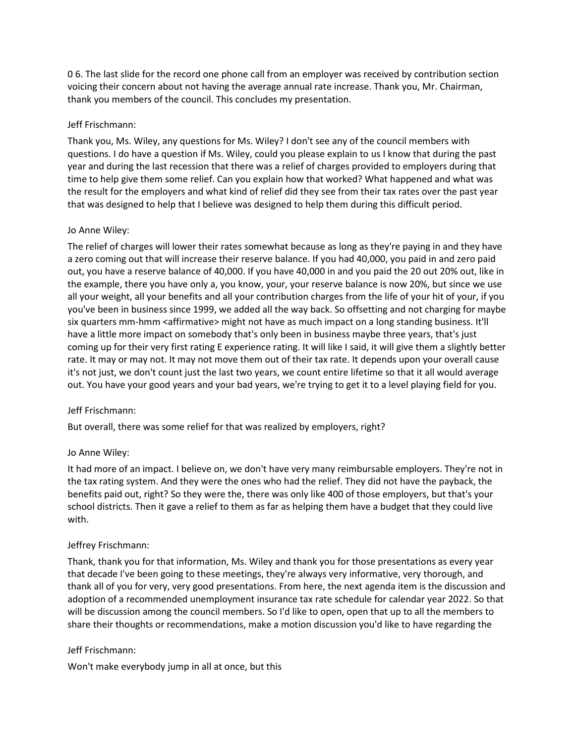0 6. The last slide for the record one phone call from an employer was received by contribution section voicing their concern about not having the average annual rate increase. Thank you, Mr. Chairman, thank you members of the council. This concludes my presentation.

Jeff Frischmann:

Thank you, Ms. Wiley, any questions for Ms. Wiley? I don't see any of the council members with questions. I do have a question if Ms. Wiley, could you please explain to us I know that during the past year and during the last recession that there was a relief of charges provided to employers during that time to help give them some relief. Can you explain how that worked? What happened and what was the result for the employers and what kind of relief did they see from their tax rates over the past year that was designed to help that I believe was designed to help them during this difficult period.

Jo Anne Wiley:

The relief of charges will lower their rates somewhat because as long as they're paying in and they have a zero coming out that will increase their reserve balance. If you had 40,000, you paid in and zero paid out, you have a reserve balance of 40,000. If you have 40,000 in and you paid the 20 out 20% out, like in the example, there you have only a, you know, your, your reserve balance is now 20%, but since we use all your weight, all your benefits and all your contribution charges from the life of your hit of your, if you you've been in business since 1999, we added all the way back. So offsetting and not charging for maybe six quarters mm-hmm <affirmative> might not have as much impact on a long standing business. It'll have a little more impact on somebody that's only been in business maybe three years, that's just coming up for their very first rating E experience rating. It will like I said, it will give them a slightly better rate. It may or may not. It may not move them out of their tax rate. It depends upon your overall cause it's not just, we don't count just the last two years, we count entire lifetime so that it all would average out. You have your good years and your bad years, we're trying to get it to a level playing field for you.

Jeff Frischmann:

But overall, there was some relief for that was realized by employers, right?

Jo Anne Wiley:

It had more of an impact. I believe on, we don't have very many reimbursable employers. They're not in the tax rating system. And they were the ones who had the relief. They did not have the payback, the benefits paid out, right? So they were the, there was only like 400 of those employers, but that's your school districts. Then it gave a relief to them as far as helping them have a budget that they could live with.

Jeffrey Frischmann:

Thank, thank you for that information, Ms. Wiley and thank you for those presentations as every year that decade I've been going to these meetings, they're always very informative, very thorough, and thank all of you for very, very good presentations. From here, the next agenda item is the discussion and adoption of a recommended unemployment insurance tax rate schedule for calendar year 2022. So that will be discussion among the council members. So I'd like to open, open that up to all the members to share their thoughts or recommendations, make a motion discussion you'd like to have regarding the

Jeff Frischmann:

Won't make everybody jump in all at once, but this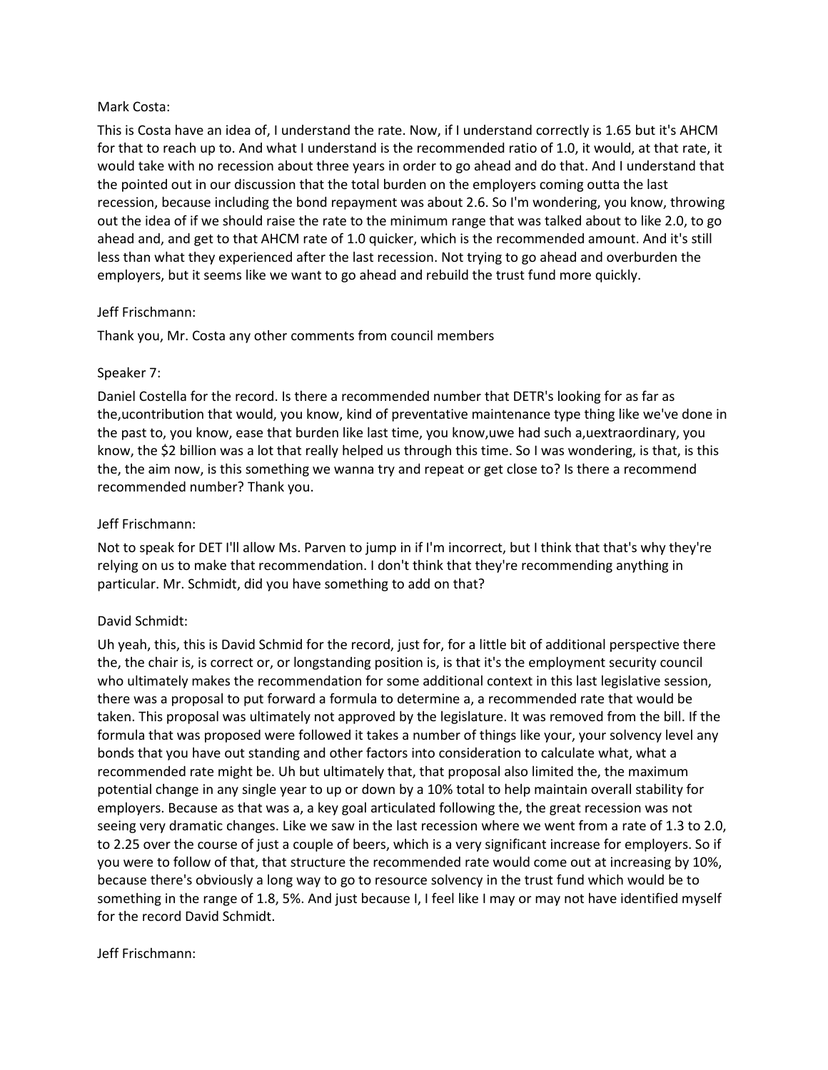Mark Costa:

This is Costa have an idea of, I understand the rate. Now, if I understand correctly is 1.65 but it's AHCM for that to reach up to. And what I understand is the recommended ratio of 1.0, it would, at that rate, it would take with no recession about three years in order to go ahead and do that. And I understand that the pointed out in our discussion that the total burden on the employers coming outta the last recession, because including the bond repayment was about 2.6. So I'm wondering, you know, throwing out the idea of if we should raise the rate to the minimum range that was talked about to like 2.0, to go ahead and, and get to that AHCM rate of 1.0 quicker, which is the recommended amount. And it's still less than what they experienced after the last recession. Not trying to go ahead and overburden the employers, but it seems like we want to go ahead and rebuild the trust fund more quickly.

Jeff Frischmann:

Thank you, Mr. Costa any other comments from council members

Speaker 7:

Daniel Costella for the record. Is there a recommended number that DETR's looking for as far as the,ucontribution that would, you know, kind of preventative maintenance type thing like we've done in the past to, you know, ease that burden like last time, you know,uwe had such a,uextraordinary, you know, the $2 billion was a lot that really helped us through this time. So I was wondering, is that, is this the, the aim now, is this something we wanna try and repeat or get close to? Is there a recommend recommended number? Thank you.

Jeff Frischmann:

Not to speak for DET I'll allow Ms. Parven to jump in if I'm incorrect, but I think that that's why they're relying on us to make that recommendation. I don't think that they're recommending anything in particular. Mr. Schmidt, did you have something to add on that?

David Schmidt:

Uh yeah, this, this is David Schmid for the record, just for, for a little bit of additional perspective there the, the chair is, is correct or, or longstanding position is, is that it's the employment security council who ultimately makes the recommendation for some additional context in this last legislative session, there was a proposal to put forward a formula to determine a, a recommended rate that would be taken. This proposal was ultimately not approved by the legislature. It was removed from the bill. If the formula that was proposed were followed it takes a number of things like your, your solvency level any bonds that you have out standing and other factors into consideration to calculate what, what a recommended rate might be. Uh but ultimately that, that proposal also limited the, the maximum potential change in any single year to up or down by a 10% total to help maintain overall stability for employers. Because as that was a, a key goal articulated following the, the great recession was not seeing very dramatic changes. Like we saw in the last recession where we went from a rate of 1.3 to 2.0, to 2.25 over the course of just a couple of beers, which is a very significant increase for employers. So if you were to follow of that, that structure the recommended rate would come out at increasing by 10%, because there's obviously a long way to go to resource solvency in the trust fund which would be to something in the range of 1.8, 5%. And just because I, I feel like I may or may not have identified myself for the record David Schmidt.

Jeff Frischmann: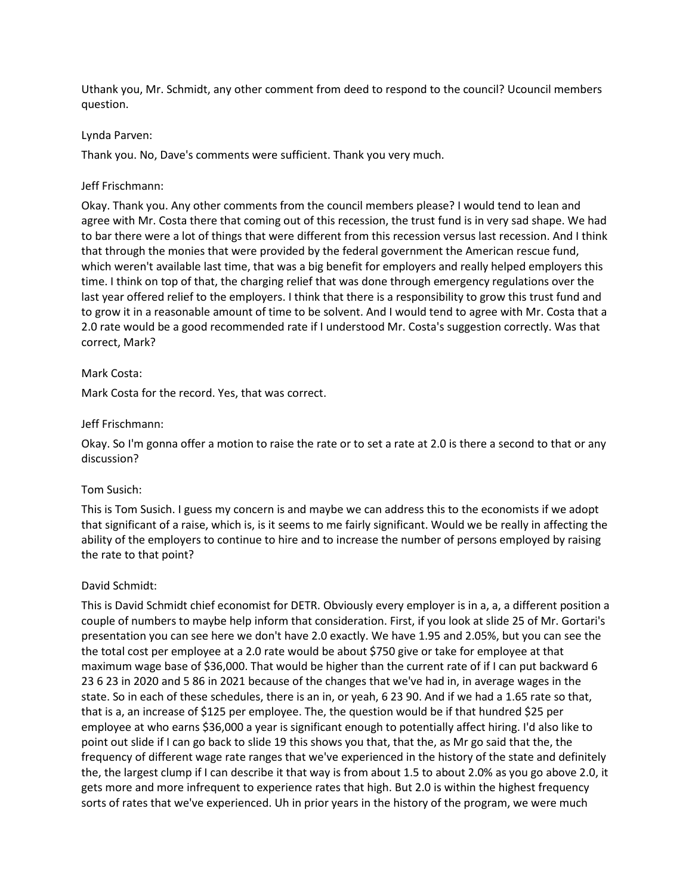Uthank you, Mr. Schmidt, any other comment from deed to respond to the council? Ucouncil members question.

Lynda Parven:

Thank you. No, Dave's comments were sufficient. Thank you very much.

Jeff Frischmann:

Okay. Thank you. Any other comments from the council members please? I would tend to lean and agree with Mr. Costa there that coming out of this recession, the trust fund is in very sad shape. We had to bar there were a lot of things that were different from this recession versus last recession. And I think that through the monies that were provided by the federal government the American rescue fund, which weren't available last time, that was a big benefit for employers and really helped employers this time. I think on top of that, the charging relief that was done through emergency regulations over the last year offered relief to the employers. I think that there is a responsibility to grow this trust fund and to grow it in a reasonable amount of time to be solvent. And I would tend to agree with Mr. Costa that a 2.0 rate would be a good recommended rate if I understood Mr. Costa's suggestion correctly. Was that correct, Mark?

Mark Costa:

Mark Costa for the record. Yes, that was correct.

Jeff Frischmann:

Okay. So I'm gonna offer a motion to raise the rate or to set a rate at 2.0 is there a second to that or any discussion?

Tom Susich:

This is Tom Susich. I guess my concern is and maybe we can address this to the economists if we adopt that significant of a raise, which is, is it seems to me fairly significant. Would we be really in affecting the ability of the employers to continue to hire and to increase the number of persons employed by raising the rate to that point?

David Schmidt:

This is David Schmidt chief economist for DETR. Obviously every employer is in a, a, a different position a couple of numbers to maybe help inform that consideration. First, if you look at slide 25 of Mr. Gortari's presentation you can see here we don't have 2.0 exactly. We have 1.95 and 2.05%, but you can see the the total cost per employee at a 2.0 rate would be about $750 give or take for employee at that maximum wage base of $36,000. That would be higher than the current rate of if I can put backward 6 23 6 23 in 2020 and 5 86 in 2021 because of the changes that we've had in, in average wages in the state. So in each of these schedules, there is an in, or yeah, 6 23 90. And if we had a 1.65 rate so that, that is a, an increase of $125 per employee. The, the question would be if that hundred $25 per employee at who earns $36,000 a year is significant enough to potentially affect hiring. I'd also like to point out slide if I can go back to slide 19 this shows you that, that the, as Mr go said that the, the frequency of different wage rate ranges that we've experienced in the history of the state and definitely the, the largest clump if I can describe it that way is from about 1.5 to about 2.0% as you go above 2.0, it gets more and more infrequent to experience rates that high. But 2.0 is within the highest frequency sorts of rates that we've experienced. Uh in prior years in the history of the program, we were much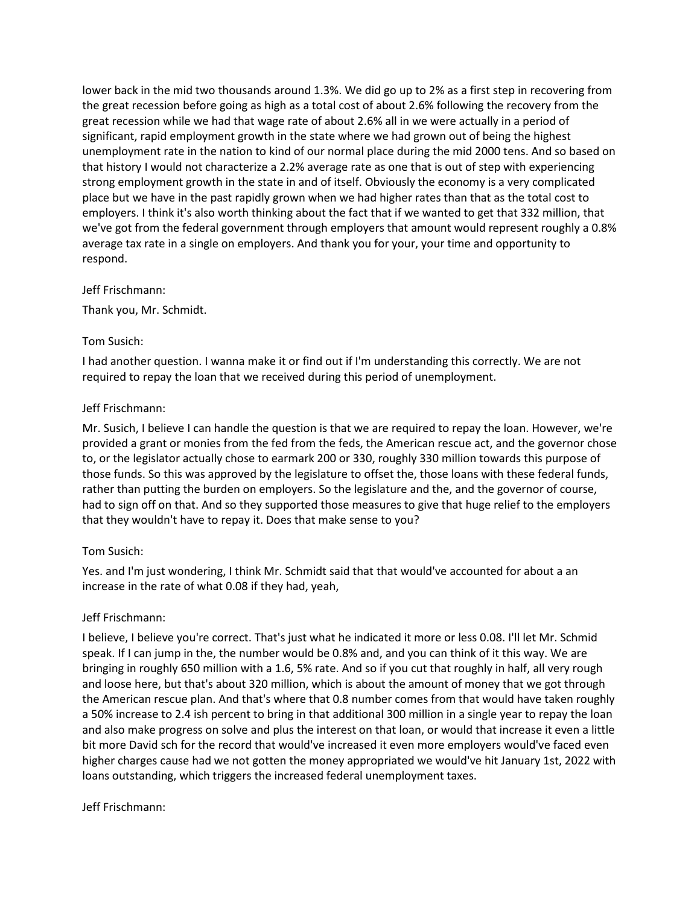lower back in the mid two thousands around 1.3%. We did go up to 2% as a first step in recovering from the great recession before going as high as a total cost of about 2.6% following the recovery from the great recession while we had that wage rate of about 2.6% all in we were actually in a period of significant, rapid employment growth in the state where we had grown out of being the highest unemployment rate in the nation to kind of our normal place during the mid 2000 tens. And so based on that history I would not characterize a 2.2% average rate as one that is out of step with experiencing strong employment growth in the state in and of itself. Obviously the economy is a very complicated place but we have in the past rapidly grown when we had higher rates than that as the total cost to employers. I think it's also worth thinking about the fact that if we wanted to get that 332 million, that we've got from the federal government through employers that amount would represent roughly a 0.8% average tax rate in a single on employers. And thank you for your, your time and opportunity to respond.

Jeff Frischmann:

Thank you, Mr. Schmidt.

Tom Susich:

I had another question. I wanna make it or find out if I'm understanding this correctly. We are not required to repay the loan that we received during this period of unemployment.

Jeff Frischmann:

Mr. Susich, I believe I can handle the question is that we are required to repay the loan. However, we're provided a grant or monies from the fed from the feds, the American rescue act, and the governor chose to, or the legislator actually chose to earmark 200 or 330, roughly 330 million towards this purpose of those funds. So this was approved by the legislature to offset the, those loans with these federal funds, rather than putting the burden on employers. So the legislature and the, and the governor of course, had to sign off on that. And so they supported those measures to give that huge relief to the employers that they wouldn't have to repay it. Does that make sense to you?

Tom Susich:

Yes. and I'm just wondering, I think Mr. Schmidt said that that would've accounted for about a an increase in the rate of what 0.08 if they had, yeah,

Jeff Frischmann:

I believe, I believe you're correct. That's just what he indicated it more or less 0.08. I'll let Mr. Schmid speak. If I can jump in the, the number would be 0.8% and, and you can think of it this way. We are bringing in roughly 650 million with a 1.6, 5% rate. And so if you cut that roughly in half, all very rough and loose here, but that's about 320 million, which is about the amount of money that we got through the American rescue plan. And that's where that 0.8 number comes from that would have taken roughly a 50% increase to 2.4 ish percent to bring in that additional 300 million in a single year to repay the loan and also make progress on solve and plus the interest on that loan, or would that increase it even a little bit more David sch for the record that would've increased it even more employers would've faced even higher charges cause had we not gotten the money appropriated we would've hit January 1st, 2022 with loans outstanding, which triggers the increased federal unemployment taxes.

Jeff Frischmann: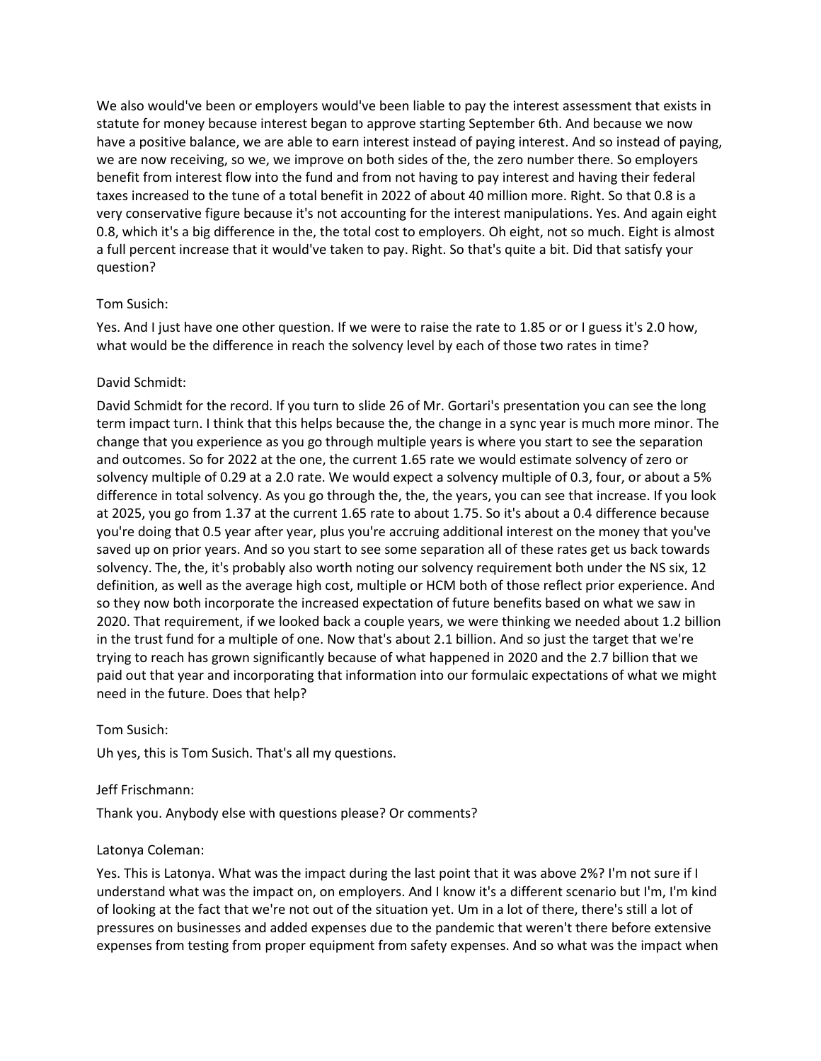We also would've been or employers would've been liable to pay the interest assessment that exists in statute for money because interest began to approve starting September 6th. And because we now have a positive balance, we are able to earn interest instead of paying interest. And so instead of paying, we are now receiving, so we, we improve on both sides of the, the zero number there. So employers benefit from interest flow into the fund and from not having to pay interest and having their federal taxes increased to the tune of a total benefit in 2022 of about 40 million more. Right. So that 0.8 is a very conservative figure because it's not accounting for the interest manipulations. Yes. And again eight 0.8, which it's a big difference in the, the total cost to employers. Oh eight, not so much. Eight is almost a full percent increase that it would've taken to pay. Right. So that's quite a bit. Did that satisfy your question?

Tom Susich:

Yes. And I just have one other question. If we were to raise the rate to 1.85 or or I guess it's 2.0 how, what would be the difference in reach the solvency level by each of those two rates in time?

David Schmidt:

David Schmidt for the record. If you turn to slide 26 of Mr. Gortari's presentation you can see the long term impact turn. I think that this helps because the, the change in a sync year is much more minor. The change that you experience as you go through multiple years is where you start to see the separation and outcomes. So for 2022 at the one, the current 1.65 rate we would estimate solvency of zero or solvency multiple of 0.29 at a 2.0 rate. We would expect a solvency multiple of 0.3, four, or about a 5% difference in total solvency. As you go through the, the, the years, you can see that increase. If you look at 2025, you go from 1.37 at the current 1.65 rate to about 1.75. So it's about a 0.4 difference because you're doing that 0.5 year after year, plus you're accruing additional interest on the money that you've saved up on prior years. And so you start to see some separation all of these rates get us back towards solvency. The, the, it's probably also worth noting our solvency requirement both under the NS six, 12 definition, as well as the average high cost, multiple or HCM both of those reflect prior experience. And so they now both incorporate the increased expectation of future benefits based on what we saw in 2020. That requirement, if we looked back a couple years, we were thinking we needed about 1.2 billion in the trust fund for a multiple of one. Now that's about 2.1 billion. And so just the target that we're trying to reach has grown significantly because of what happened in 2020 and the 2.7 billion that we paid out that year and incorporating that information into our formulaic expectations of what we might need in the future. Does that help?

Tom Susich:

Uh yes, this is Tom Susich. That's all my questions.

Jeff Frischmann:

Thank you. Anybody else with questions please? Or comments?

Latonya Coleman:

Yes. This is Latonya. What was the impact during the last point that it was above 2%? I'm not sure if I understand what was the impact on, on employers. And I know it's a different scenario but I'm, I'm kind of looking at the fact that we're not out of the situation yet. Um in a lot of there, there's still a lot of pressures on businesses and added expenses due to the pandemic that weren't there before extensive expenses from testing from proper equipment from safety expenses. And so what was the impact when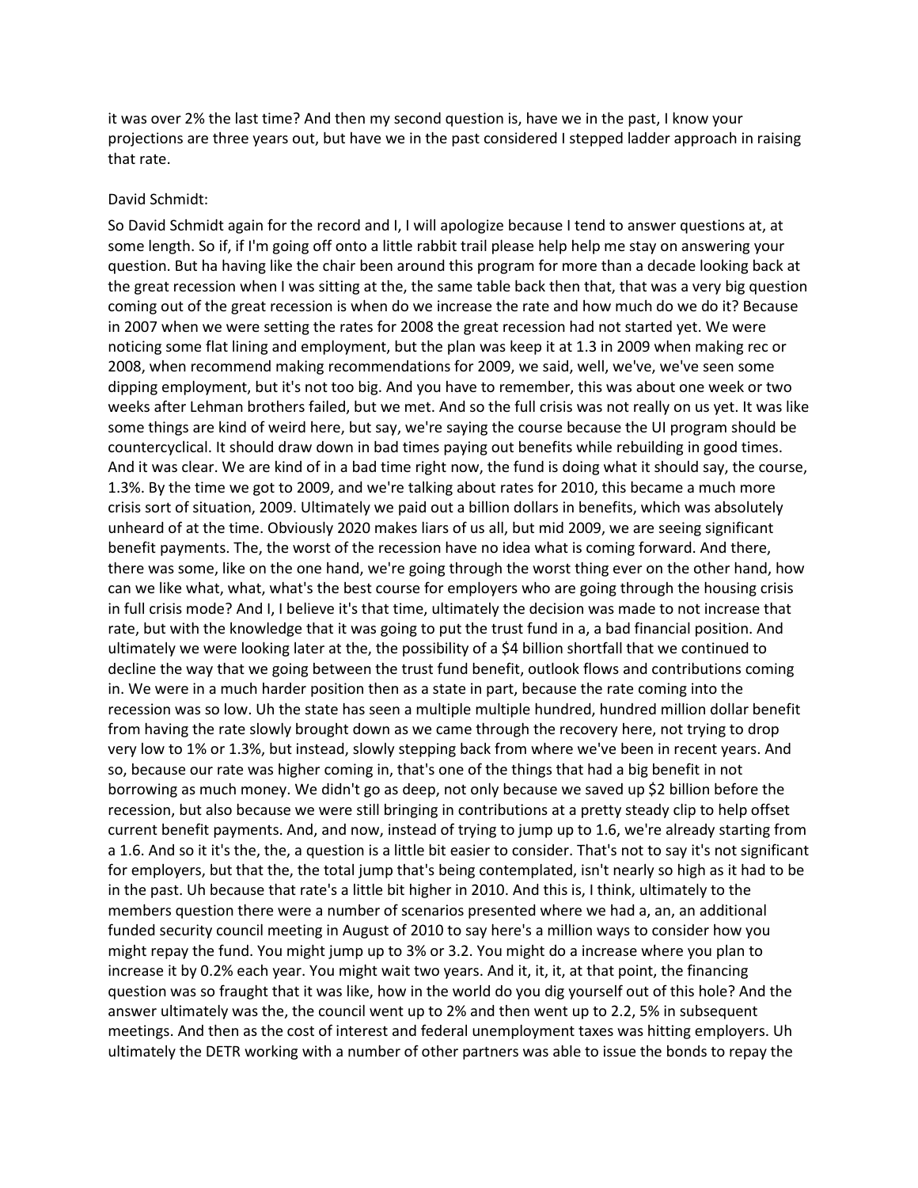it was over 2% the last time? And then my second question is, have we in the past, I know your projections are three years out, but have we in the past considered I stepped ladder approach in raising that rate.

David Schmidt:

So David Schmidt again for the record and I, I will apologize because I tend to answer questions at, at some length. So if, if I'm going off onto a little rabbit trail please help help me stay on answering your question. But ha having like the chair been around this program for more than a decade looking back at the great recession when I was sitting at the, the same table back then that, that was a very big question coming out of the great recession is when do we increase the rate and how much do we do it? Because in 2007 when we were setting the rates for 2008 the great recession had not started yet. We were noticing some flat lining and employment, but the plan was keep it at 1.3 in 2009 when making rec or 2008, when recommend making recommendations for 2009, we said, well, we've, we've seen some dipping employment, but it's not too big. And you have to remember, this was about one week or two weeks after Lehman brothers failed, but we met. And so the full crisis was not really on us yet. It was like some things are kind of weird here, but say, we're saying the course because the UI program should be countercyclical. It should draw down in bad times paying out benefits while rebuilding in good times. And it was clear. We are kind of in a bad time right now, the fund is doing what it should say, the course, 1.3%. By the time we got to 2009, and we're talking about rates for 2010, this became a much more crisis sort of situation, 2009. Ultimately we paid out a billion dollars in benefits, which was absolutely unheard of at the time. Obviously 2020 makes liars of us all, but mid 2009, we are seeing significant benefit payments. The, the worst of the recession have no idea what is coming forward. And there, there was some, like on the one hand, we're going through the worst thing ever on the other hand, how can we like what, what, what's the best course for employers who are going through the housing crisis in full crisis mode? And I, I believe it's that time, ultimately the decision was made to not increase that rate, but with the knowledge that it was going to put the trust fund in a, a bad financial position. And ultimately we were looking later at the, the possibility of a $4 billion shortfall that we continued to decline the way that we going between the trust fund benefit, outlook flows and contributions coming in. We were in a much harder position then as a state in part, because the rate coming into the recession was so low. Uh the state has seen a multiple multiple hundred, hundred million dollar benefit from having the rate slowly brought down as we came through the recovery here, not trying to drop very low to 1% or 1.3%, but instead, slowly stepping back from where we've been in recent years. And so, because our rate was higher coming in, that's one of the things that had a big benefit in not borrowing as much money. We didn't go as deep, not only because we saved up $2 billion before the recession, but also because we were still bringing in contributions at a pretty steady clip to help offset current benefit payments. And, and now, instead of trying to jump up to 1.6, we're already starting from a 1.6. And so it it's the, the, a question is a little bit easier to consider. That's not to say it's not significant for employers, but that the, the total jump that's being contemplated, isn't nearly so high as it had to be in the past. Uh because that rate's a little bit higher in 2010. And this is, I think, ultimately to the members question there were a number of scenarios presented where we had a, an, an additional funded security council meeting in August of 2010 to say here's a million ways to consider how you might repay the fund. You might jump up to 3% or 3.2. You might do a increase where you plan to increase it by 0.2% each year. You might wait two years. And it, it, it, at that point, the financing question was so fraught that it was like, how in the world do you dig yourself out of this hole? And the answer ultimately was the, the council went up to 2% and then went up to 2.2, 5% in subsequent meetings. And then as the cost of interest and federal unemployment taxes was hitting employers. Uh ultimately the DETR working with a number of other partners was able to issue the bonds to repay the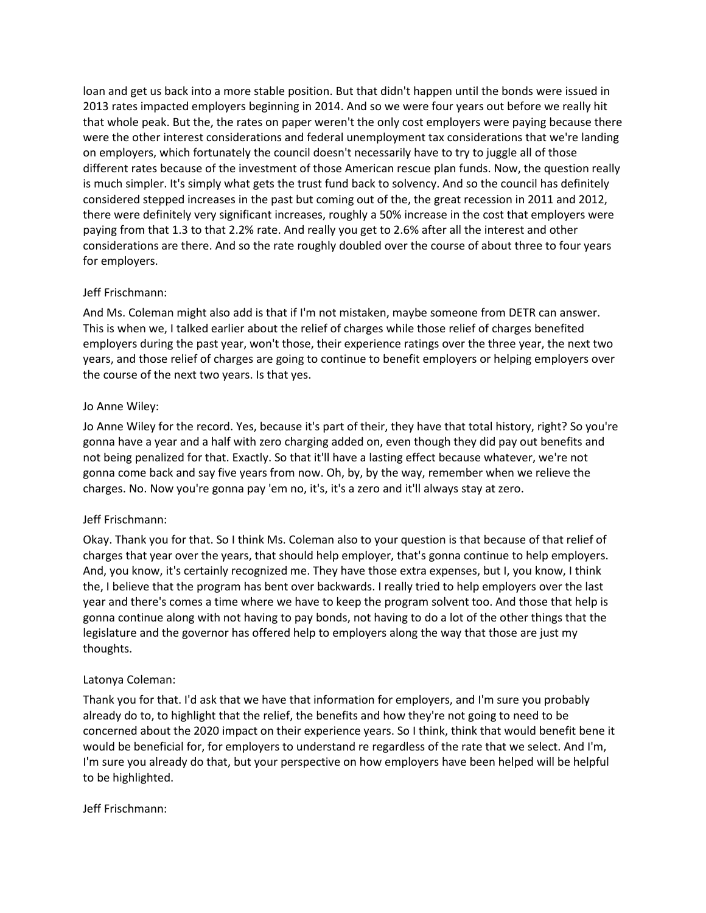loan and get us back into a more stable position. But that didn't happen until the bonds were issued in 2013 rates impacted employers beginning in 2014. And so we were four years out before we really hit that whole peak. But the, the rates on paper weren't the only cost employers were paying because there were the other interest considerations and federal unemployment tax considerations that we're landing on employers, which fortunately the council doesn't necessarily have to try to juggle all of those different rates because of the investment of those American rescue plan funds. Now, the question really is much simpler. It's simply what gets the trust fund back to solvency. And so the council has definitely considered stepped increases in the past but coming out of the, the great recession in 2011 and 2012, there were definitely very significant increases, roughly a 50% increase in the cost that employers were paying from that 1.3 to that 2.2% rate. And really you get to 2.6% after all the interest and other considerations are there. And so the rate roughly doubled over the course of about three to four years for employers.

Jeff Frischmann:

And Ms. Coleman might also add is that if I'm not mistaken, maybe someone from DETR can answer. This is when we, I talked earlier about the relief of charges while those relief of charges benefited employers during the past year, won't those, their experience ratings over the three year, the next two years, and those relief of charges are going to continue to benefit employers or helping employers over the course of the next two years. Is that yes.

Jo Anne Wiley:

Jo Anne Wiley for the record. Yes, because it's part of their, they have that total history, right? So you're gonna have a year and a half with zero charging added on, even though they did pay out benefits and not being penalized for that. Exactly. So that it'll have a lasting effect because whatever, we're not gonna come back and say five years from now. Oh, by, by the way, remember when we relieve the charges. No. Now you're gonna pay 'em no, it's, it's a zero and it'll always stay at zero.

Jeff Frischmann:

Okay. Thank you for that. So I think Ms. Coleman also to your question is that because of that relief of charges that year over the years, that should help employer, that's gonna continue to help employers. And, you know, it's certainly recognized me. They have those extra expenses, but I, you know, I think the, I believe that the program has bent over backwards. I really tried to help employers over the last year and there's comes a time where we have to keep the program solvent too. And those that help is gonna continue along with not having to pay bonds, not having to do a lot of the other things that the legislature and the governor has offered help to employers along the way that those are just my thoughts.

Latonya Coleman:

Thank you for that. I'd ask that we have that information for employers, and I'm sure you probably already do to, to highlight that the relief, the benefits and how they're not going to need to be concerned about the 2020 impact on their experience years. So I think, think that would benefit bene it would be beneficial for, for employers to understand re regardless of the rate that we select. And I'm, I'm sure you already do that, but your perspective on how employers have been helped will be helpful to be highlighted.

Jeff Frischmann: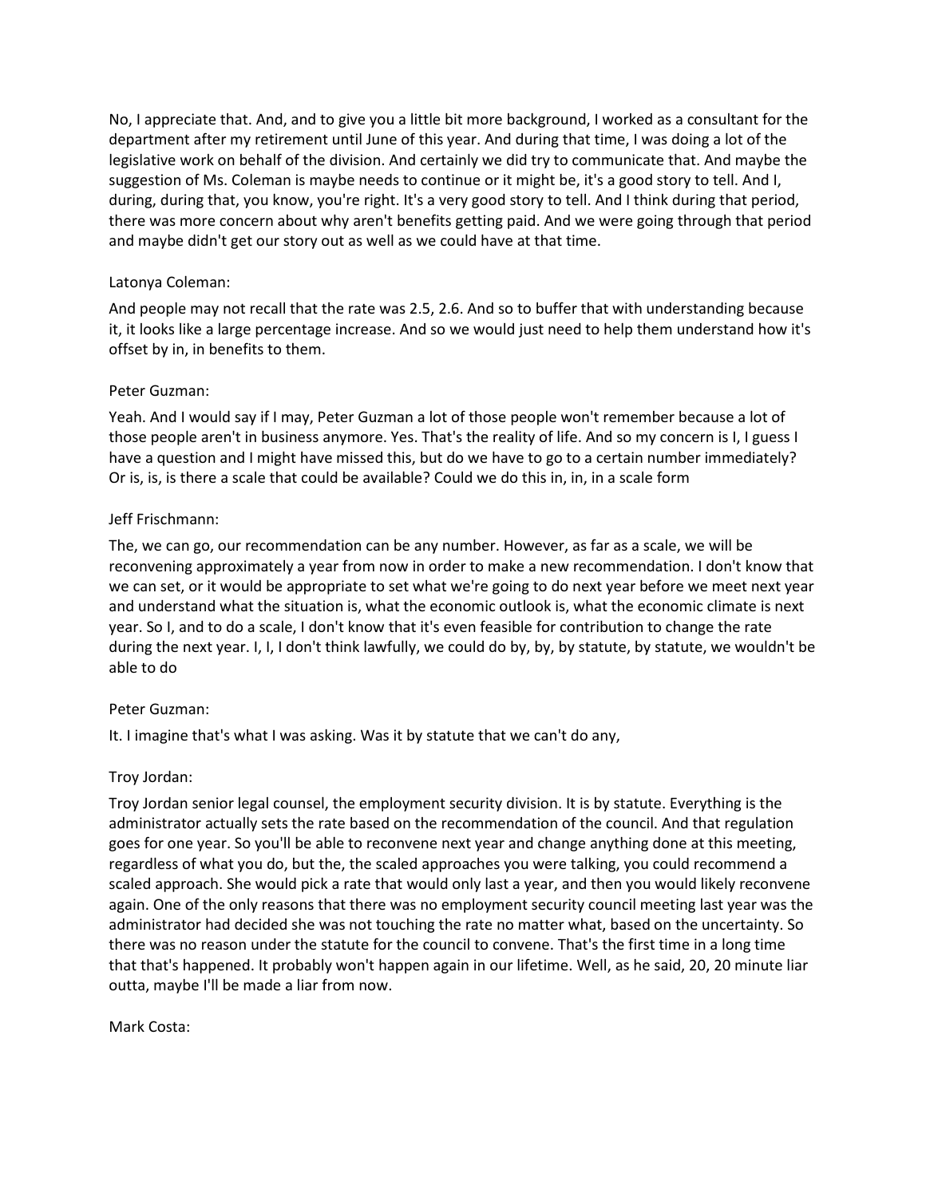No, I appreciate that. And, and to give you a little bit more background, I worked as a consultant for the department after my retirement until June of this year. And during that time, I was doing a lot of the legislative work on behalf of the division. And certainly we did try to communicate that. And maybe the suggestion of Ms. Coleman is maybe needs to continue or it might be, it's a good story to tell. And I, during, during that, you know, you're right. It's a very good story to tell. And I think during that period, there was more concern about why aren't benefits getting paid. And we were going through that period and maybe didn't get our story out as well as we could have at that time.

Latonya Coleman:

And people may not recall that the rate was 2.5, 2.6. And so to buffer that with understanding because it, it looks like a large percentage increase. And so we would just need to help them understand how it's offset by in, in benefits to them.

Peter Guzman:

Yeah. And I would say if I may, Peter Guzman a lot of those people won't remember because a lot of those people aren't in business anymore. Yes. That's the reality of life. And so my concern is I, I guess I have a question and I might have missed this, but do we have to go to a certain number immediately? Or is, is, is there a scale that could be available? Could we do this in, in, in a scale form

Jeff Frischmann:

The, we can go, our recommendation can be any number. However, as far as a scale, we will be reconvening approximately a year from now in order to make a new recommendation. I don't know that we can set, or it would be appropriate to set what we're going to do next year before we meet next year and understand what the situation is, what the economic outlook is, what the economic climate is next year. So I, and to do a scale, I don't know that it's even feasible for contribution to change the rate during the next year. I, I, I don't think lawfully, we could do by, by, by statute, by statute, we wouldn't be able to do

Peter Guzman:

It. I imagine that's what I was asking. Was it by statute that we can't do any,

Troy Jordan:

Troy Jordan senior legal counsel, the employment security division. It is by statute. Everything is the administrator actually sets the rate based on the recommendation of the council. And that regulation goes for one year. So you'll be able to reconvene next year and change anything done at this meeting, regardless of what you do, but the, the scaled approaches you were talking, you could recommend a scaled approach. She would pick a rate that would only last a year, and then you would likely reconvene again. One of the only reasons that there was no employment security council meeting last year was the administrator had decided she was not touching the rate no matter what, based on the uncertainty. So there was no reason under the statute for the council to convene. That's the first time in a long time that that's happened. It probably won't happen again in our lifetime. Well, as he said, 20, 20 minute liar outta, maybe I'll be made a liar from now.

Mark Costa: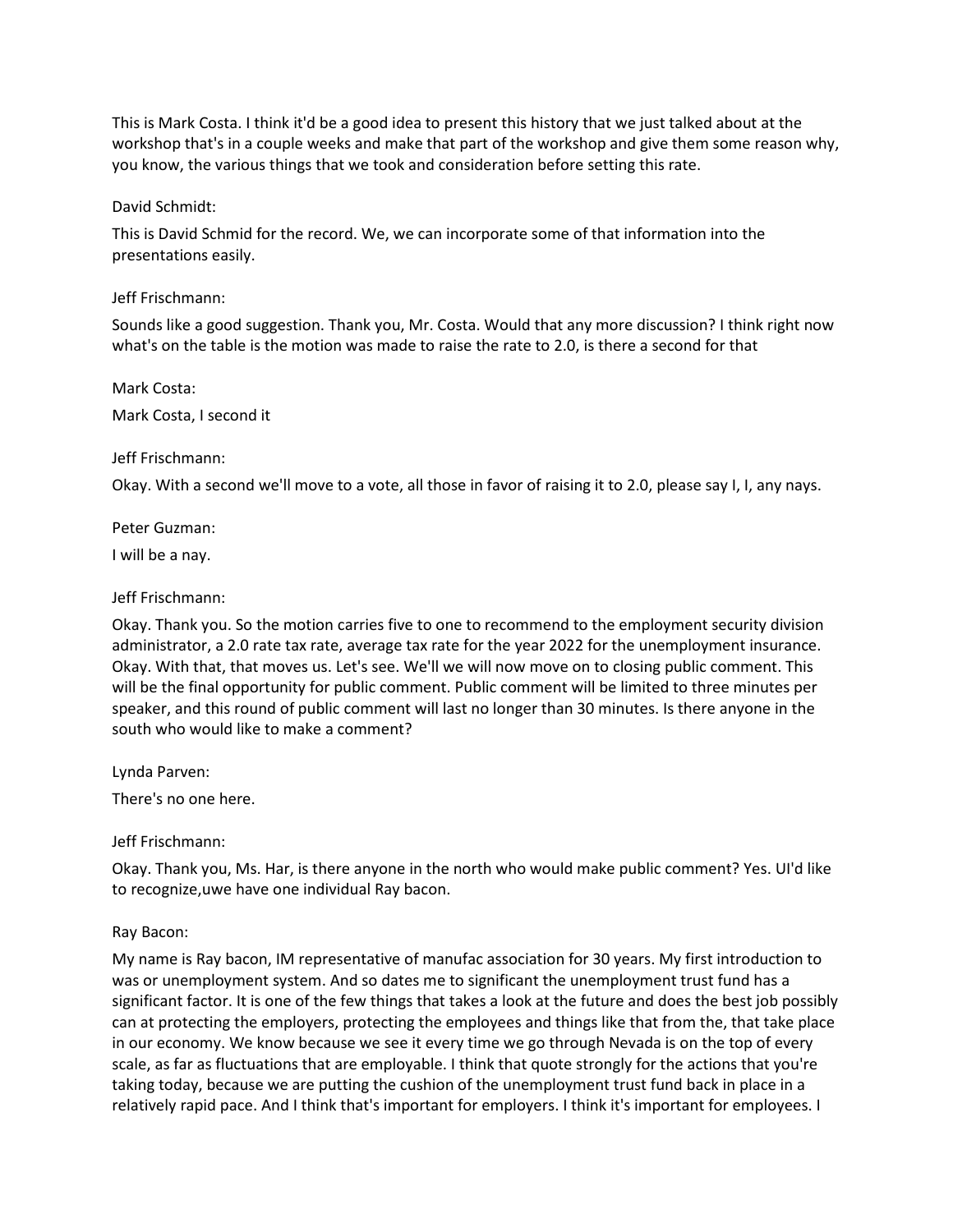This is Mark Costa. I think it'd be a good idea to present this history that we just talked about at the workshop that's in a couple weeks and make that part of the workshop and give them some reason why, you know, the various things that we took and consideration before setting this rate.

David Schmidt:

This is David Schmid for the record. We, we can incorporate some of that information into the presentations easily.

Jeff Frischmann:

Sounds like a good suggestion. Thank you, Mr. Costa. Would that any more discussion? I think right now what's on the table is the motion was made to raise the rate to 2.0, is there a second for that

Mark Costa:

Mark Costa, I second it

Jeff Frischmann:

Okay. With a second we'll move to a vote, all those in favor of raising it to 2.0, please say I, I, any nays.

Peter Guzman:

I will be a nay.

Jeff Frischmann:

Okay. Thank you. So the motion carries five to one to recommend to the employment security division administrator, a 2.0 rate tax rate, average tax rate for the year 2022 for the unemployment insurance. Okay. With that, that moves us. Let's see. We'll we will now move on to closing public comment. This will be the final opportunity for public comment. Public comment will be limited to three minutes per speaker, and this round of public comment will last no longer than 30 minutes. Is there anyone in the south who would like to make a comment?

Lynda Parven:

There's no one here.

Jeff Frischmann:

Okay. Thank you, Ms. Har, is there anyone in the north who would make public comment? Yes. UI'd like to recognize,uwe have one individual Ray bacon.

Ray Bacon:

My name is Ray bacon, IM representative of manufac association for 30 years. My first introduction to was or unemployment system. And so dates me to significant the unemployment trust fund has a significant factor. It is one of the few things that takes a look at the future and does the best job possibly can at protecting the employers, protecting the employees and things like that from the, that take place in our economy. We know because we see it every time we go through Nevada is on the top of every scale, as far as fluctuations that are employable. I think that quote strongly for the actions that you're taking today, because we are putting the cushion of the unemployment trust fund back in place in a relatively rapid pace. And I think that's important for employers. I think it's important for employees. I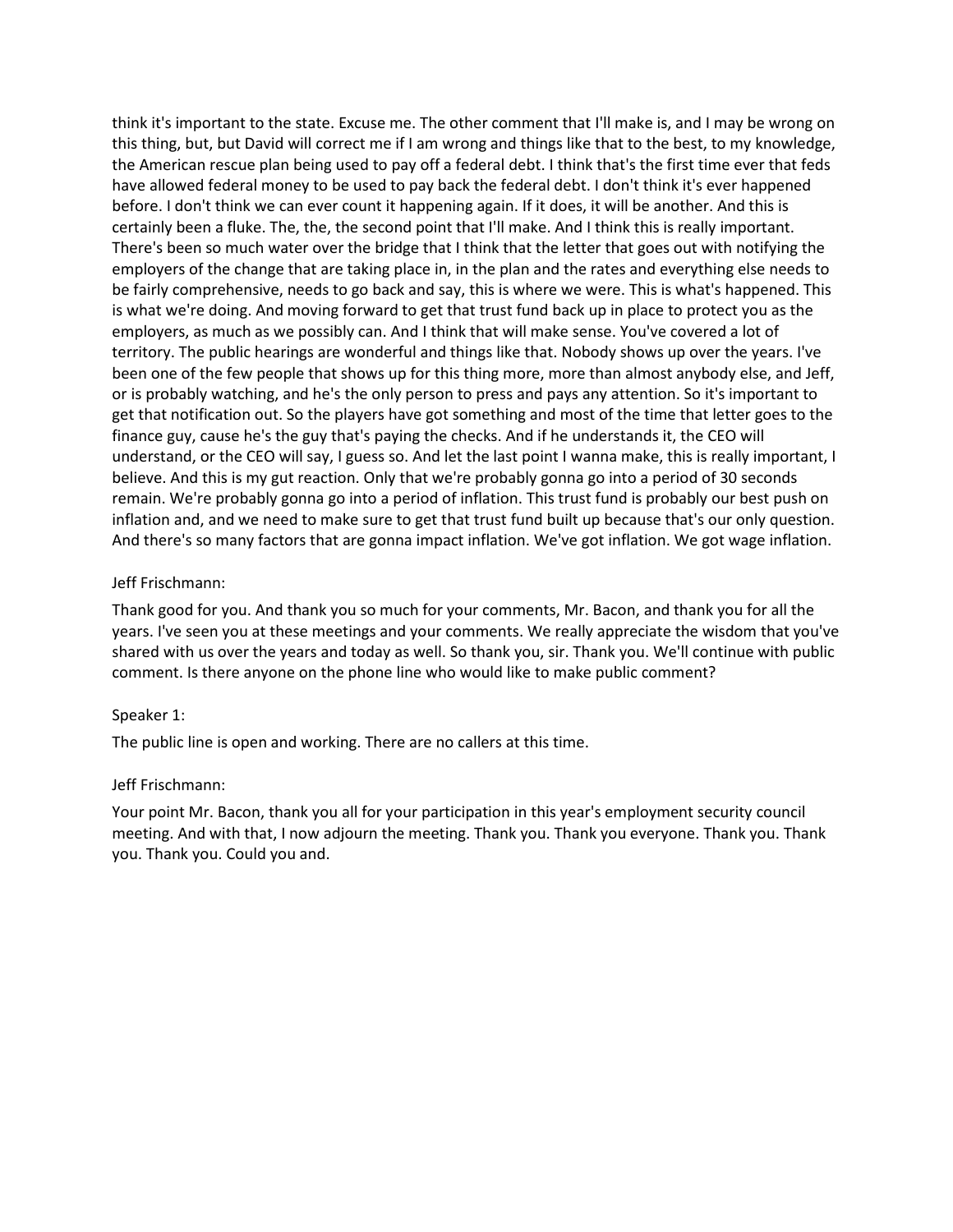think it's important to the state. Excuse me. The other comment that I'll make is, and I may be wrong on this thing, but, but David will correct me if I am wrong and things like that to the best, to my knowledge, the American rescue plan being used to pay off a federal debt. I think that's the first time ever that feds have allowed federal money to be used to pay back the federal debt. I don't think it's ever happened before. I don't think we can ever count it happening again. If it does, it will be another. And this is certainly been a fluke. The, the, the second point that I'll make. And I think this is really important. There's been so much water over the bridge that I think that the letter that goes out with notifying the employers of the change that are taking place in, in the plan and the rates and everything else needs to be fairly comprehensive, needs to go back and say, this is where we were. This is what's happened. This is what we're doing. And moving forward to get that trust fund back up in place to protect you as the employers, as much as we possibly can. And I think that will make sense. You've covered a lot of territory. The public hearings are wonderful and things like that. Nobody shows up over the years. I've been one of the few people that shows up for this thing more, more than almost anybody else, and Jeff, or is probably watching, and he's the only person to press and pays any attention. So it's important to get that notification out. So the players have got something and most of the time that letter goes to the finance guy, cause he's the guy that's paying the checks. And if he understands it, the CEO will understand, or the CEO will say, I guess so. And let the last point I wanna make, this is really important, I believe. And this is my gut reaction. Only that we're probably gonna go into a period of 30 seconds remain. We're probably gonna go into a period of inflation. This trust fund is probably our best push on inflation and, and we need to make sure to get that trust fund built up because that's our only question. And there's so many factors that are gonna impact inflation. We've got inflation. We got wage inflation.

Jeff Frischmann:

Thank good for you. And thank you so much for your comments, Mr. Bacon, and thank you for all the years. I've seen you at these meetings and your comments. We really appreciate the wisdom that you've shared with us over the years and today as well. So thank you, sir. Thank you. We'll continue with public comment. Is there anyone on the phone line who would like to make public comment?

Speaker 1:

The public line is open and working. There are no callers at this time.

Jeff Frischmann:

Your point Mr. Bacon, thank you all for your participation in this year's employment security council meeting. And with that, I now adjourn the meeting. Thank you. Thank you everyone. Thank you. Thank you. Thank you. Could you and.